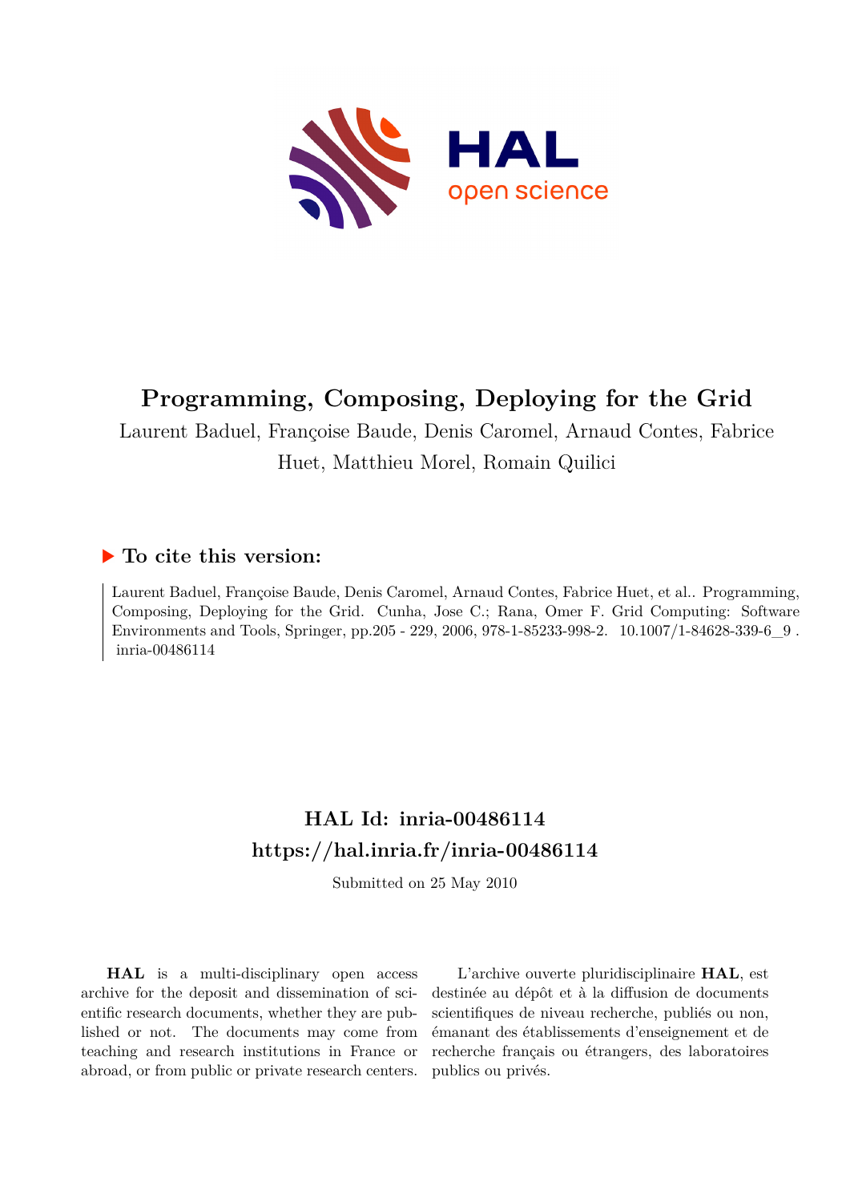# Programming, Composing, Deploying for the Grid

Laurent Baduel, Françoise Baude, Denis Caromel, Arnaud Contes, Fabrice Huet, Matthieu Morel, Romain Quilici

## ▶ To cite this version:

Laurent Baduel, Françoise Baude, Denis Caromel, Arnaud Contes, Fabrice Huet, et al.. Programming, Composing, Deploying for the Grid. Cunha, Jose C.; Rana, Omer F. Grid Computing: Software Environments and Tools, Springer, pp.205 - 229, 2006, 978-1-85233-998-2. 10.1007/1-84628-339-6_9 . inria-00486114

## HAL Id: inria-00486114
## https://hal.inria.fr/inria-00486114

Submitted on 25 May 2010

**HAL** is a multi-disciplinary open access archive for the deposit and dissemination of scientific research documents, whether they are published or not. The documents may come from teaching and research institutions in France or abroad, or from public or private research centers.

L'archive ouverte pluridisciplinaire **HAL**, est destinée au dépôt et à la diffusion de documents scientifiques de niveau recherche, publiés ou non, émanant des établissements d'enseignement et de recherche français ou étrangers, des laboratoires publics ou privés.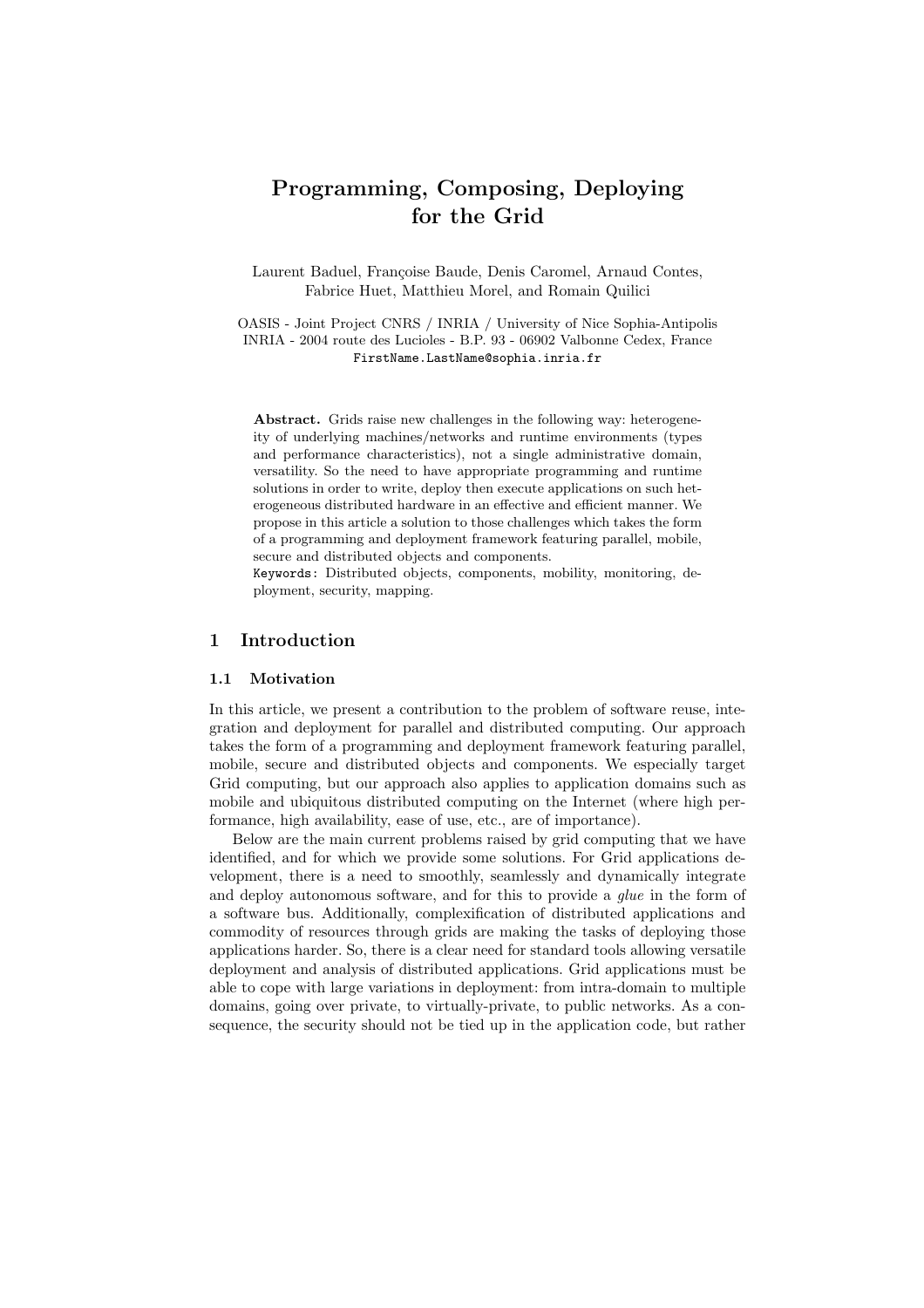# Programming, Composing, Deploying for the Grid

Laurent Baduel, Françoise Baude, Denis Caromel, Arnaud Contes, Fabrice Huet, Matthieu Morel, and Romain Quilici

OASIS - Joint Project CNRS / INRIA / University of Nice Sophia-Antipolis
INRIA - 2004 route des Lucioles - B.P. 93 - 06902 Valbonne Cedex, France
`FirstName.LastName@sophia.inria.fr`

**Abstract.** Grids raise new challenges in the following way: heterogeneity of underlying machines/networks and runtime environments (types and performance characteristics), not a single administrative domain, versatility. So the need to have appropriate programming and runtime solutions in order to write, deploy then execute applications on such heterogeneous distributed hardware in an effective and efficient manner. We propose in this article a solution to those challenges which takes the form of a programming and deployment framework featuring parallel, mobile, secure and distributed objects and components.

`Keywords:` Distributed objects, components, mobility, monitoring, deployment, security, mapping.

## 1 Introduction

### 1.1 Motivation

In this article, we present a contribution to the problem of software reuse, integration and deployment for parallel and distributed computing. Our approach takes the form of a programming and deployment framework featuring parallel, mobile, secure and distributed objects and components. We especially target Grid computing, but our approach also applies to application domains such as mobile and ubiquitous distributed computing on the Internet (where high performance, high availability, ease of use, etc., are of importance).

Below are the main current problems raised by grid computing that we have identified, and for which we provide some solutions. For Grid applications development, there is a need to smoothly, seamlessly and dynamically integrate and deploy autonomous software, and for this to provide a *glue* in the form of a software bus. Additionally, complexification of distributed applications and commodity of resources through grids are making the tasks of deploying those applications harder. So, there is a clear need for standard tools allowing versatile deployment and analysis of distributed applications. Grid applications must be able to cope with large variations in deployment: from intra-domain to multiple domains, going over private, to virtually-private, to public networks. As a consequence, the security should not be tied up in the application code, but rather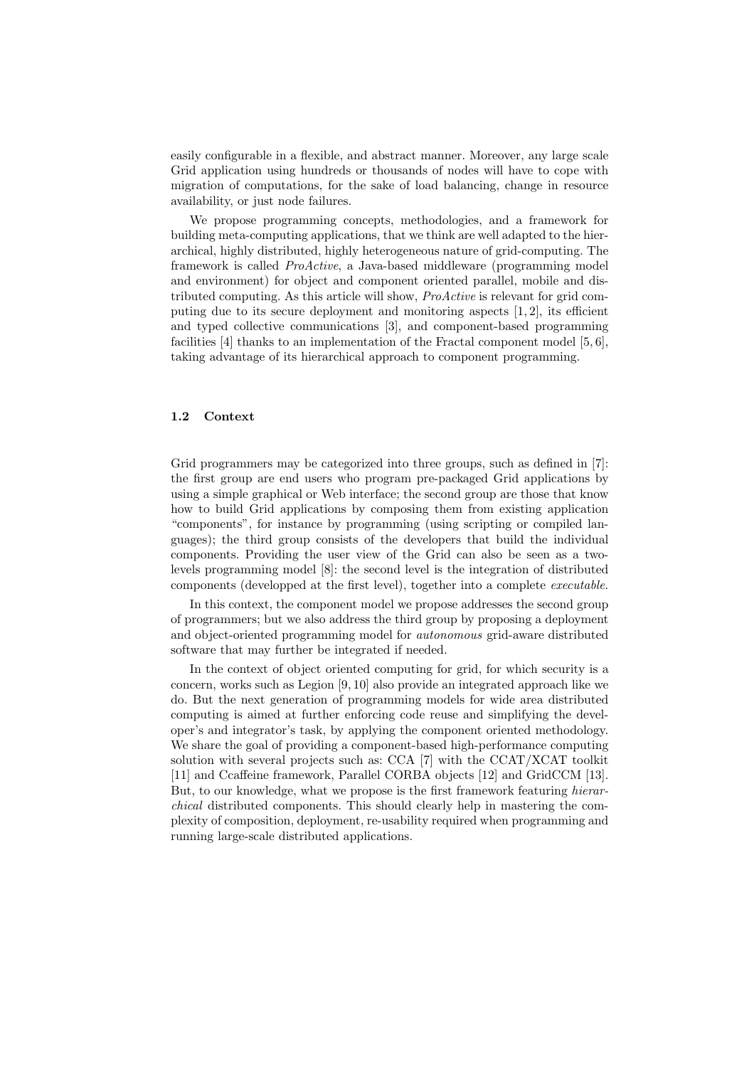easily configurable in a flexible, and abstract manner. Moreover, any large scale Grid application using hundreds or thousands of nodes will have to cope with migration of computations, for the sake of load balancing, change in resource availability, or just node failures.

We propose programming concepts, methodologies, and a framework for building meta-computing applications, that we think are well adapted to the hierarchical, highly distributed, highly heterogeneous nature of grid-computing. The framework is called *ProActive*, a Java-based middleware (programming model and environment) for object and component oriented parallel, mobile and distributed computing. As this article will show, *ProActive* is relevant for grid computing due to its secure deployment and monitoring aspects [1, 2], its efficient and typed collective communications [3], and component-based programming facilities [4] thanks to an implementation of the Fractal component model [5, 6], taking advantage of its hierarchical approach to component programming.

### 1.2 Context

Grid programmers may be categorized into three groups, such as defined in [7]: the first group are end users who program pre-packaged Grid applications by using a simple graphical or Web interface; the second group are those that know how to build Grid applications by composing them from existing application "components", for instance by programming (using scripting or compiled languages); the third group consists of the developers that build the individual components. Providing the user view of the Grid can also be seen as a two-levels programming model [8]: the second level is the integration of distributed components (developped at the first level), together into a complete *executable*.

In this context, the component model we propose addresses the second group of programmers; but we also address the third group by proposing a deployment and object-oriented programming model for *autonomous* grid-aware distributed software that may further be integrated if needed.

In the context of object oriented computing for grid, for which security is a concern, works such as Legion [9, 10] also provide an integrated approach like we do. But the next generation of programming models for wide area distributed computing is aimed at further enforcing code reuse and simplifying the developer's and integrator's task, by applying the component oriented methodology. We share the goal of providing a component-based high-performance computing solution with several projects such as: CCA [7] with the CCAT/XCAT toolkit [11] and Ccaffeine framework, Parallel CORBA objects [12] and GridCCM [13]. But, to our knowledge, what we propose is the first framework featuring *hierarchical* distributed components. This should clearly help in mastering the complexity of composition, deployment, re-usability required when programming and running large-scale distributed applications.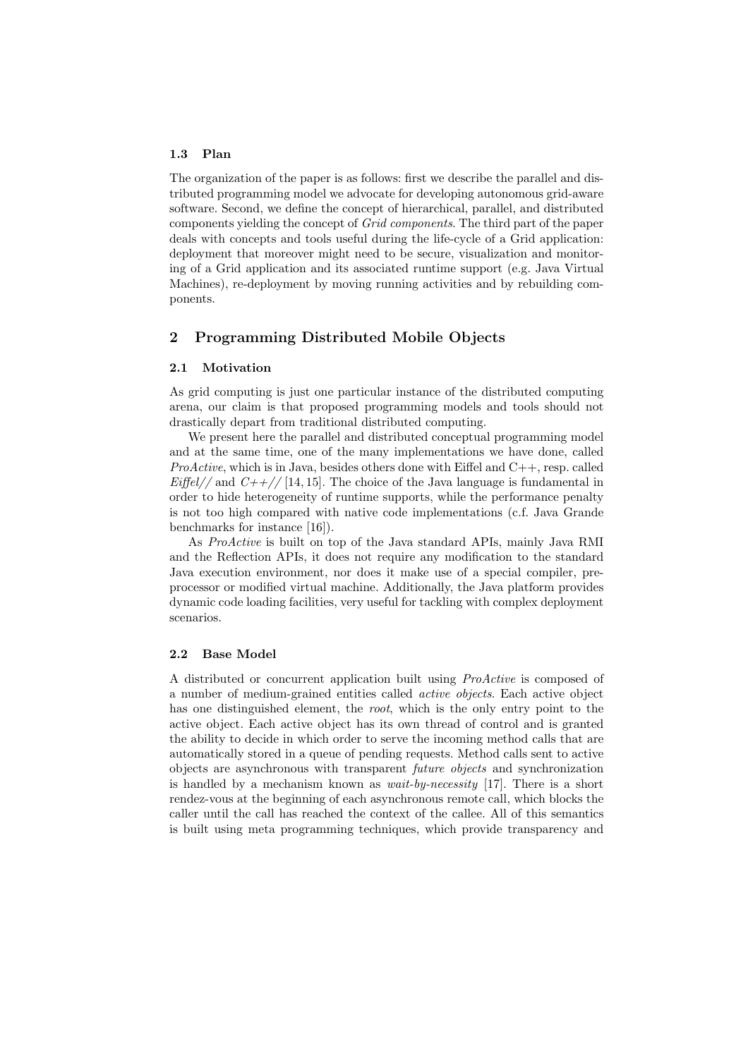### 1.3 Plan

The organization of the paper is as follows: first we describe the parallel and distributed programming model we advocate for developing autonomous grid-aware software. Second, we define the concept of hierarchical, parallel, and distributed components yielding the concept of *Grid components*. The third part of the paper deals with concepts and tools useful during the life-cycle of a Grid application: deployment that moreover might need to be secure, visualization and monitoring of a Grid application and its associated runtime support (e.g. Java Virtual Machines), re-deployment by moving running activities and by rebuilding components.

## 2 Programming Distributed Mobile Objects

### 2.1 Motivation

As grid computing is just one particular instance of the distributed computing arena, our claim is that proposed programming models and tools should not drastically depart from traditional distributed computing.

We present here the parallel and distributed conceptual programming model and at the same time, one of the many implementations we have done, called *ProActive*, which is in Java, besides others done with Eiffel and C++, resp. called *Eiffel//* and *C++//* [14, 15]. The choice of the Java language is fundamental in order to hide heterogeneity of runtime supports, while the performance penalty is not too high compared with native code implementations (c.f. Java Grande benchmarks for instance [16]).

As *ProActive* is built on top of the Java standard APIs, mainly Java RMI and the Reflection APIs, it does not require any modification to the standard Java execution environment, nor does it make use of a special compiler, preprocessor or modified virtual machine. Additionally, the Java platform provides dynamic code loading facilities, very useful for tackling with complex deployment scenarios.

### 2.2 Base Model

A distributed or concurrent application built using *ProActive* is composed of a number of medium-grained entities called *active objects*. Each active object has one distinguished element, the *root*, which is the only entry point to the active object. Each active object has its own thread of control and is granted the ability to decide in which order to serve the incoming method calls that are automatically stored in a queue of pending requests. Method calls sent to active objects are asynchronous with transparent *future objects* and synchronization is handled by a mechanism known as *wait-by-necessity* [17]. There is a short rendez-vous at the beginning of each asynchronous remote call, which blocks the caller until the call has reached the context of the callee. All of this semantics is built using meta programming techniques, which provide transparency and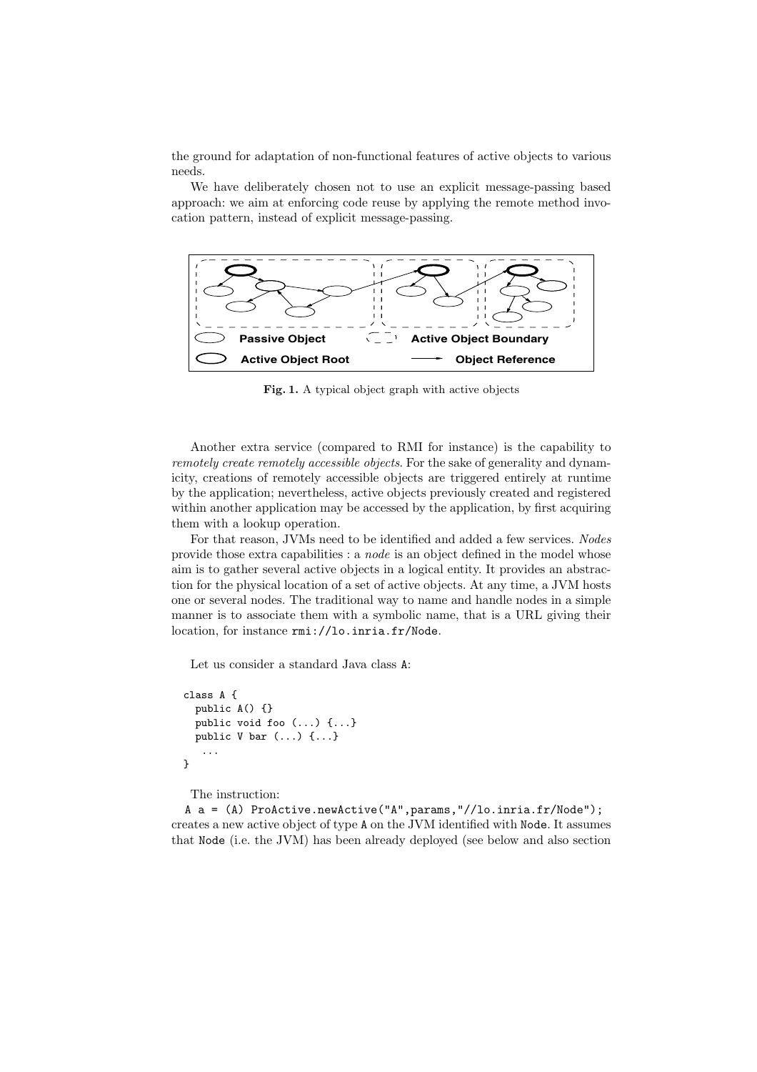the ground for adaptation of non-functional features of active objects to various needs.

We have deliberately chosen not to use an explicit message-passing based approach: we aim at enforcing code reuse by applying the remote method invocation pattern, instead of explicit message-passing.

**Fig. 1.** A typical object graph with active objects

Another extra service (compared to RMI for instance) is the capability to *remotely create remotely accessible objects*. For the sake of generality and dynamicity, creations of remotely accessible objects are triggered entirely at runtime by the application; nevertheless, active objects previously created and registered within another application may be accessed by the application, by first acquiring them with a lookup operation.

For that reason, JVMs need to be identified and added a few services. *Nodes* provide those extra capabilities : a *node* is an object defined in the model whose aim is to gather several active objects in a logical entity. It provides an abstraction for the physical location of a set of active objects. At any time, a JVM hosts one or several nodes. The traditional way to name and handle nodes in a simple manner is to associate them with a symbolic name, that is a URL giving their location, for instance `rmi://lo.inria.fr/Node`.

Let us consider a standard Java class `A`:

```
class A {
  public A() {}
  public void foo (...) {...}
  public V bar (...) {...}
   ...
}
```

The instruction:

`A a = (A) ProActive.newActive("A",params,"//lo.inria.fr/Node");`
creates a new active object of type `A` on the JVM identified with `Node`. It assumes that `Node` (i.e. the JVM) has been already deployed (see below and also section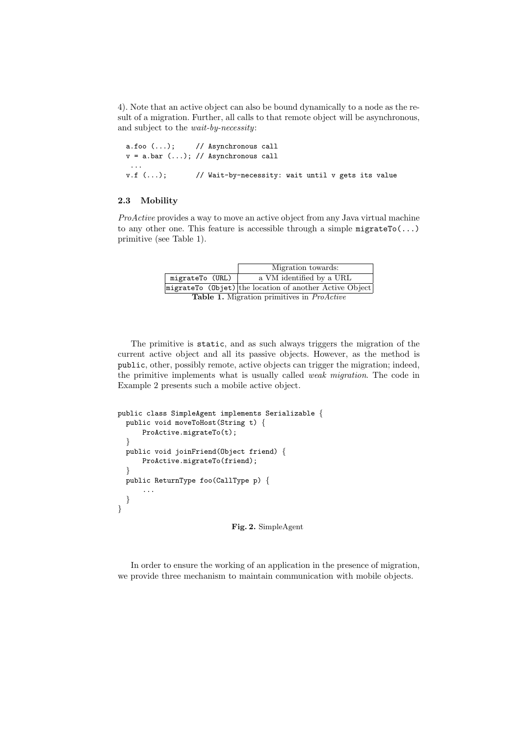4). Note that an active object can also be bound dynamically to a node as the result of a migration. Further, all calls to that remote object will be asynchronous, and subject to the *wait-by-necessity*:

```
a.foo (...);      // Asynchronous call
v = a.bar (...); // Asynchronous call
 ...
v.f (...);        // Wait-by-necessity: wait until v gets its value
```

### 2.3 Mobility

*ProActive* provides a way to move an active object from any Java virtual machine to any other one. This feature is accessible through a simple `migrateTo(...)` primitive (see Table 1).

| | Migration towards: |
|---|---|
| `migrateTo (URL)` | a VM identified by a URL |
| `migrateTo (Objet)` | the location of another Active Object |

**Table 1.** Migration primitives in *ProActive*

The primitive is `static`, and as such always triggers the migration of the current active object and all its passive objects. However, as the method is `public`, other, possibly remote, active objects can trigger the migration; indeed, the primitive implements what is usually called *weak migration*. The code in Example 2 presents such a mobile active object.

```
public class SimpleAgent implements Serializable {
  public void moveToHost(String t) {
      ProActive.migrateTo(t);
  }
  public void joinFriend(Object friend) {
      ProActive.migrateTo(friend);
  }
  public ReturnType foo(CallType p) {
      ...
  }
}
```

**Fig. 2.** SimpleAgent

In order to ensure the working of an application in the presence of migration, we provide three mechanism to maintain communication with mobile objects.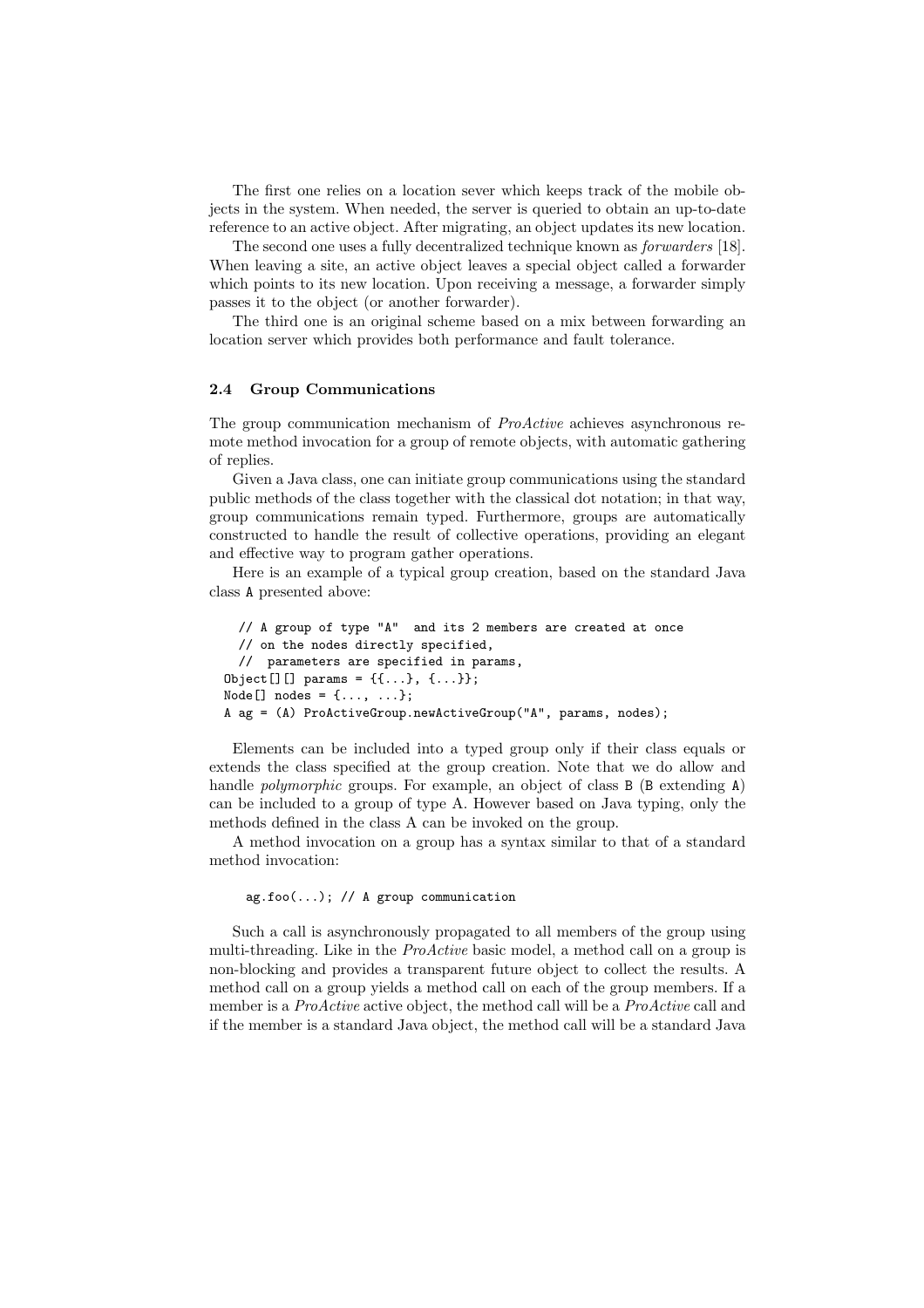The first one relies on a location sever which keeps track of the mobile objects in the system. When needed, the server is queried to obtain an up-to-date reference to an active object. After migrating, an object updates its new location.

The second one uses a fully decentralized technique known as *forwarders* [18]. When leaving a site, an active object leaves a special object called a forwarder which points to its new location. Upon receiving a message, a forwarder simply passes it to the object (or another forwarder).

The third one is an original scheme based on a mix between forwarding an location server which provides both performance and fault tolerance.

### 2.4 Group Communications

The group communication mechanism of *ProActive* achieves asynchronous remote method invocation for a group of remote objects, with automatic gathering of replies.

Given a Java class, one can initiate group communications using the standard public methods of the class together with the classical dot notation; in that way, group communications remain typed. Furthermore, groups are automatically constructed to handle the result of collective operations, providing an elegant and effective way to program gather operations.

Here is an example of a typical group creation, based on the standard Java class `A` presented above:

```
   // A group of type "A"  and its 2 members are created at once
   // on the nodes directly specified,
   //  parameters are specified in params,
  Object[][] params = {{...}, {...}};
  Node[] nodes = {..., ...};
  A ag = (A) ProActiveGroup.newActiveGroup("A", params, nodes);
```

Elements can be included into a typed group only if their class equals or extends the class specified at the group creation. Note that we do allow and handle *polymorphic* groups. For example, an object of class `B` (`B` extending `A`) can be included to a group of type A. However based on Java typing, only the methods defined in the class A can be invoked on the group.

A method invocation on a group has a syntax similar to that of a standard method invocation:

```
    ag.foo(...); // A group communication
```

Such a call is asynchronously propagated to all members of the group using multi-threading. Like in the *ProActive* basic model, a method call on a group is non-blocking and provides a transparent future object to collect the results. A method call on a group yields a method call on each of the group members. If a member is a *ProActive* active object, the method call will be a *ProActive* call and if the member is a standard Java object, the method call will be a standard Java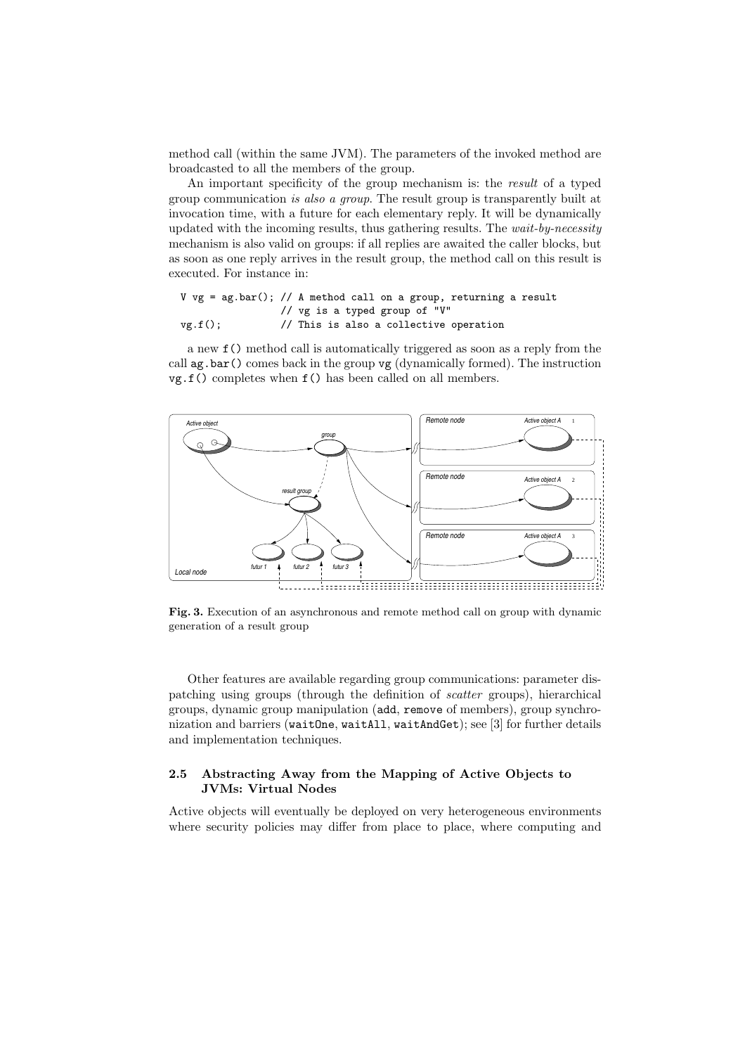method call (within the same JVM). The parameters of the invoked method are broadcasted to all the members of the group.

An important specificity of the group mechanism is: the *result* of a typed group communication *is also a group*. The result group is transparently built at invocation time, with a future for each elementary reply. It will be dynamically updated with the incoming results, thus gathering results. The *wait-by-necessity* mechanism is also valid on groups: if all replies are awaited the caller blocks, but as soon as one reply arrives in the result group, the method call on this result is executed. For instance in:

```
V vg = ag.bar(); // A method call on a group, returning a result
                 // vg is a typed group of "V"
vg.f();          // This is also a collective operation
```

a new `f()` method call is automatically triggered as soon as a reply from the call `ag.bar()` comes back in the group `vg` (dynamically formed). The instruction `vg.f()` completes when `f()` has been called on all members.

**Fig. 3.** Execution of an asynchronous and remote method call on group with dynamic generation of a result group

Other features are available regarding group communications: parameter dispatching using groups (through the definition of *scatter* groups), hierarchical groups, dynamic group manipulation (`add`, `remove` of members), group synchronization and barriers (`waitOne`, `waitAll`, `waitAndGet`); see [3] for further details and implementation techniques.

### 2.5 Abstracting Away from the Mapping of Active Objects to JVMs: Virtual Nodes

Active objects will eventually be deployed on very heterogeneous environments where security policies may differ from place to place, where computing and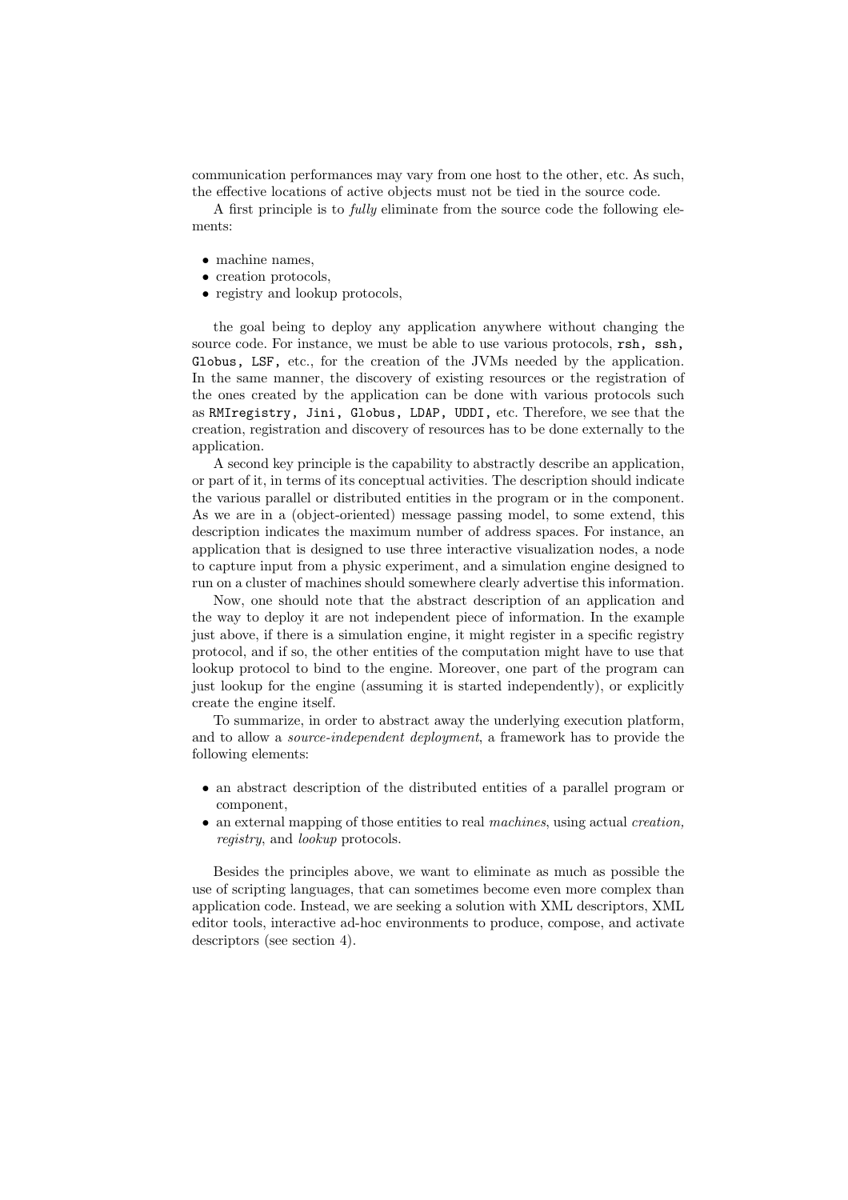communication performances may vary from one host to the other, etc. As such, the effective locations of active objects must not be tied in the source code.

A first principle is to *fully* eliminate from the source code the following elements:

- machine names,
- creation protocols,
- registry and lookup protocols,

the goal being to deploy any application anywhere without changing the source code. For instance, we must be able to use various protocols, `rsh, ssh, Globus, LSF,` etc., for the creation of the JVMs needed by the application. In the same manner, the discovery of existing resources or the registration of the ones created by the application can be done with various protocols such as `RMIregistry, Jini, Globus, LDAP, UDDI,` etc. Therefore, we see that the creation, registration and discovery of resources has to be done externally to the application.

A second key principle is the capability to abstractly describe an application, or part of it, in terms of its conceptual activities. The description should indicate the various parallel or distributed entities in the program or in the component. As we are in a (object-oriented) message passing model, to some extend, this description indicates the maximum number of address spaces. For instance, an application that is designed to use three interactive visualization nodes, a node to capture input from a physic experiment, and a simulation engine designed to run on a cluster of machines should somewhere clearly advertise this information.

Now, one should note that the abstract description of an application and the way to deploy it are not independent piece of information. In the example just above, if there is a simulation engine, it might register in a specific registry protocol, and if so, the other entities of the computation might have to use that lookup protocol to bind to the engine. Moreover, one part of the program can just lookup for the engine (assuming it is started independently), or explicitly create the engine itself.

To summarize, in order to abstract away the underlying execution platform, and to allow a *source-independent deployment*, a framework has to provide the following elements:

- an abstract description of the distributed entities of a parallel program or component,
- an external mapping of those entities to real *machines*, using actual *creation, registry*, and *lookup* protocols.

Besides the principles above, we want to eliminate as much as possible the use of scripting languages, that can sometimes become even more complex than application code. Instead, we are seeking a solution with XML descriptors, XML editor tools, interactive ad-hoc environments to produce, compose, and activate descriptors (see section 4).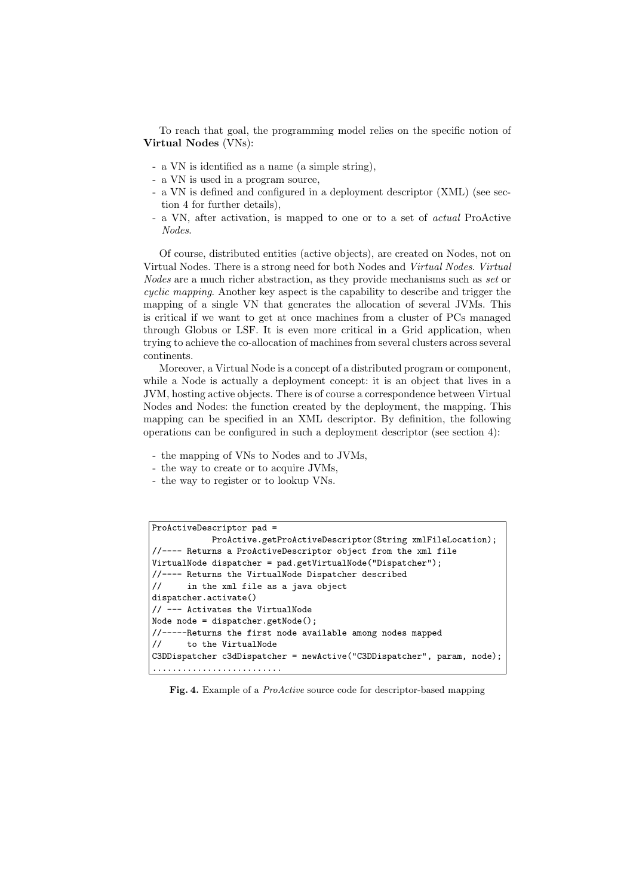To reach that goal, the programming model relies on the specific notion of **Virtual Nodes** (VNs):

- a VN is identified as a name (a simple string),
- a VN is used in a program source,
- a VN is defined and configured in a deployment descriptor (XML) (see section 4 for further details),
- a VN, after activation, is mapped to one or to a set of *actual* ProActive *Nodes*.

Of course, distributed entities (active objects), are created on Nodes, not on Virtual Nodes. There is a strong need for both Nodes and *Virtual Nodes*. *Virtual Nodes* are a much richer abstraction, as they provide mechanisms such as *set* or *cyclic mapping*. Another key aspect is the capability to describe and trigger the mapping of a single VN that generates the allocation of several JVMs. This is critical if we want to get at once machines from a cluster of PCs managed through Globus or LSF. It is even more critical in a Grid application, when trying to achieve the co-allocation of machines from several clusters across several continents.

Moreover, a Virtual Node is a concept of a distributed program or component, while a Node is actually a deployment concept: it is an object that lives in a JVM, hosting active objects. There is of course a correspondence between Virtual Nodes and Nodes: the function created by the deployment, the mapping. This mapping can be specified in an XML descriptor. By definition, the following operations can be configured in such a deployment descriptor (see section 4):

- the mapping of VNs to Nodes and to JVMs,
- the way to create or to acquire JVMs,
- the way to register or to lookup VNs.

```
ProActiveDescriptor pad =
          ProActive.getProActiveDescriptor(String xmlFileLocation);
//---- Returns a ProActiveDescriptor object from the xml file
VirtualNode dispatcher = pad.getVirtualNode("Dispatcher");
//---- Returns the VirtualNode Dispatcher described
//     in the xml file as a java object
dispatcher.activate()
// --- Activates the VirtualNode
Node node = dispatcher.getNode();
//-----Returns the first node available among nodes mapped
//     to the VirtualNode
C3DDispatcher c3dDispatcher = newActive("C3DDispatcher", param, node);
..........................
```

**Fig. 4.** Example of a *ProActive* source code for descriptor-based mapping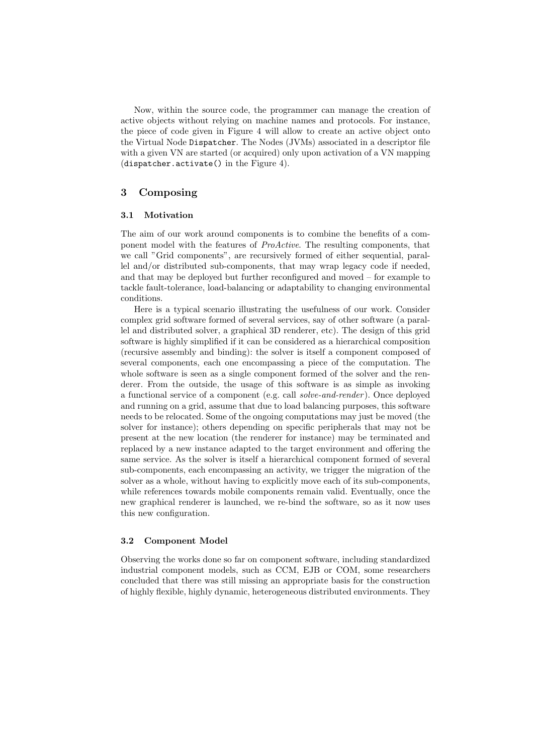Now, within the source code, the programmer can manage the creation of active objects without relying on machine names and protocols. For instance, the piece of code given in Figure 4 will allow to create an active object onto the Virtual Node `Dispatcher`. The Nodes (JVMs) associated in a descriptor file with a given VN are started (or acquired) only upon activation of a VN mapping (`dispatcher.activate()` in the Figure 4).

## 3 Composing

### 3.1 Motivation

The aim of our work around components is to combine the benefits of a component model with the features of *ProActive*. The resulting components, that we call "Grid components", are recursively formed of either sequential, parallel and/or distributed sub-components, that may wrap legacy code if needed, and that may be deployed but further reconfigured and moved – for example to tackle fault-tolerance, load-balancing or adaptability to changing environmental conditions.

Here is a typical scenario illustrating the usefulness of our work. Consider complex grid software formed of several services, say of other software (a parallel and distributed solver, a graphical 3D renderer, etc). The design of this grid software is highly simplified if it can be considered as a hierarchical composition (recursive assembly and binding): the solver is itself a component composed of several components, each one encompassing a piece of the computation. The whole software is seen as a single component formed of the solver and the renderer. From the outside, the usage of this software is as simple as invoking a functional service of a component (e.g. call *solve-and-render*). Once deployed and running on a grid, assume that due to load balancing purposes, this software needs to be relocated. Some of the ongoing computations may just be moved (the solver for instance); others depending on specific peripherals that may not be present at the new location (the renderer for instance) may be terminated and replaced by a new instance adapted to the target environment and offering the same service. As the solver is itself a hierarchical component formed of several sub-components, each encompassing an activity, we trigger the migration of the solver as a whole, without having to explicitly move each of its sub-components, while references towards mobile components remain valid. Eventually, once the new graphical renderer is launched, we re-bind the software, so as it now uses this new configuration.

### 3.2 Component Model

Observing the works done so far on component software, including standardized industrial component models, such as CCM, EJB or COM, some researchers concluded that there was still missing an appropriate basis for the construction of highly flexible, highly dynamic, heterogeneous distributed environments. They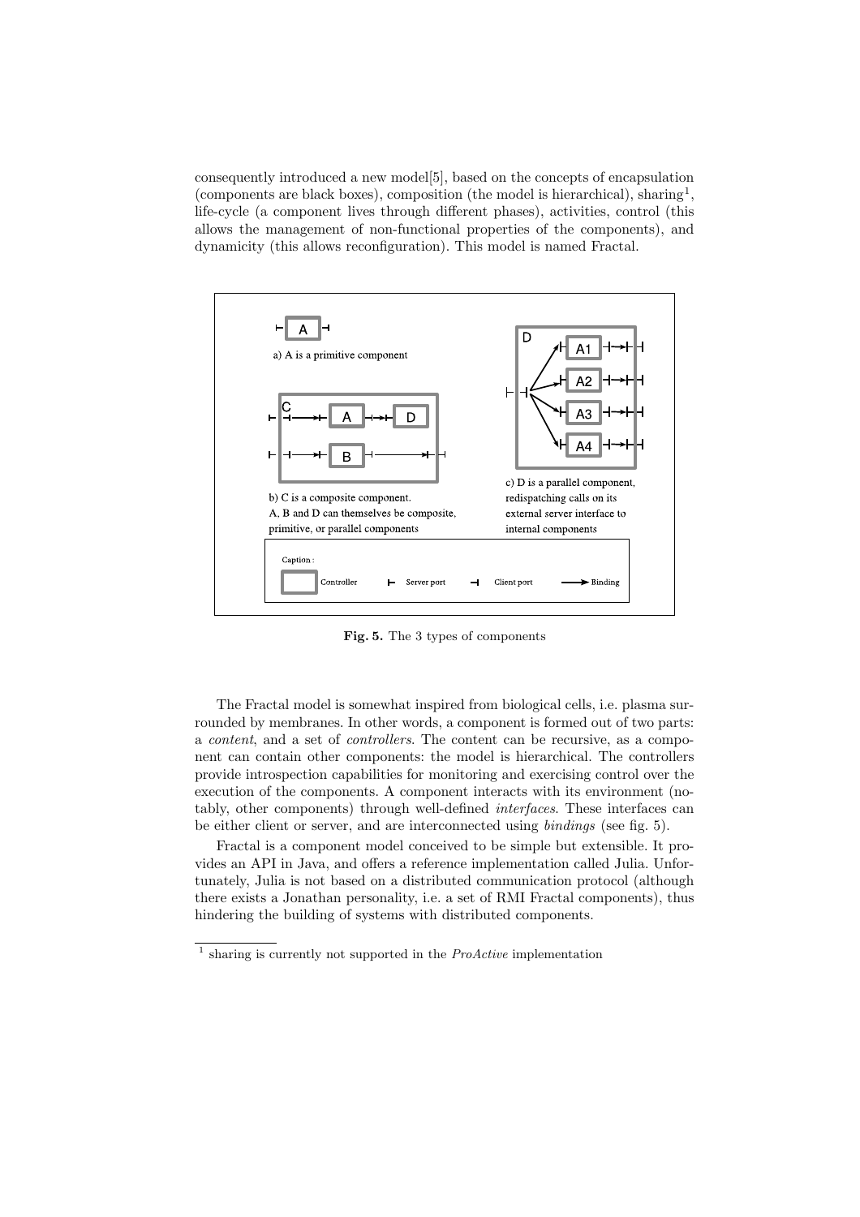consequently introduced a new model[5], based on the concepts of encapsulation (components are black boxes), composition (the model is hierarchical), sharing[1], life-cycle (a component lives through different phases), activities, control (this allows the management of non-functional properties of the components), and dynamicity (this allows reconfiguration). This model is named Fractal.

a) A is a primitive component

b) C is a composite component.
A, B and D can themselves be composite, primitive, or parallel components

c) D is a parallel component, redispatching calls on its external server interface to internal components

Caption : Controller  Server port  Client port  Binding

**Fig. 5.** The 3 types of components

The Fractal model is somewhat inspired from biological cells, i.e. plasma surrounded by membranes. In other words, a component is formed out of two parts: a *content*, and a set of *controllers*. The content can be recursive, as a component can contain other components: the model is hierarchical. The controllers provide introspection capabilities for monitoring and exercising control over the execution of the components. A component interacts with its environment (notably, other components) through well-defined *interfaces*. These interfaces can be either client or server, and are interconnected using *bindings* (see fig. 5).

Fractal is a component model conceived to be simple but extensible. It provides an API in Java, and offers a reference implementation called Julia. Unfortunately, Julia is not based on a distributed communication protocol (although there exists a Jonathan personality, i.e. a set of RMI Fractal components), thus hindering the building of systems with distributed components.

[1] sharing is currently not supported in the *ProActive* implementation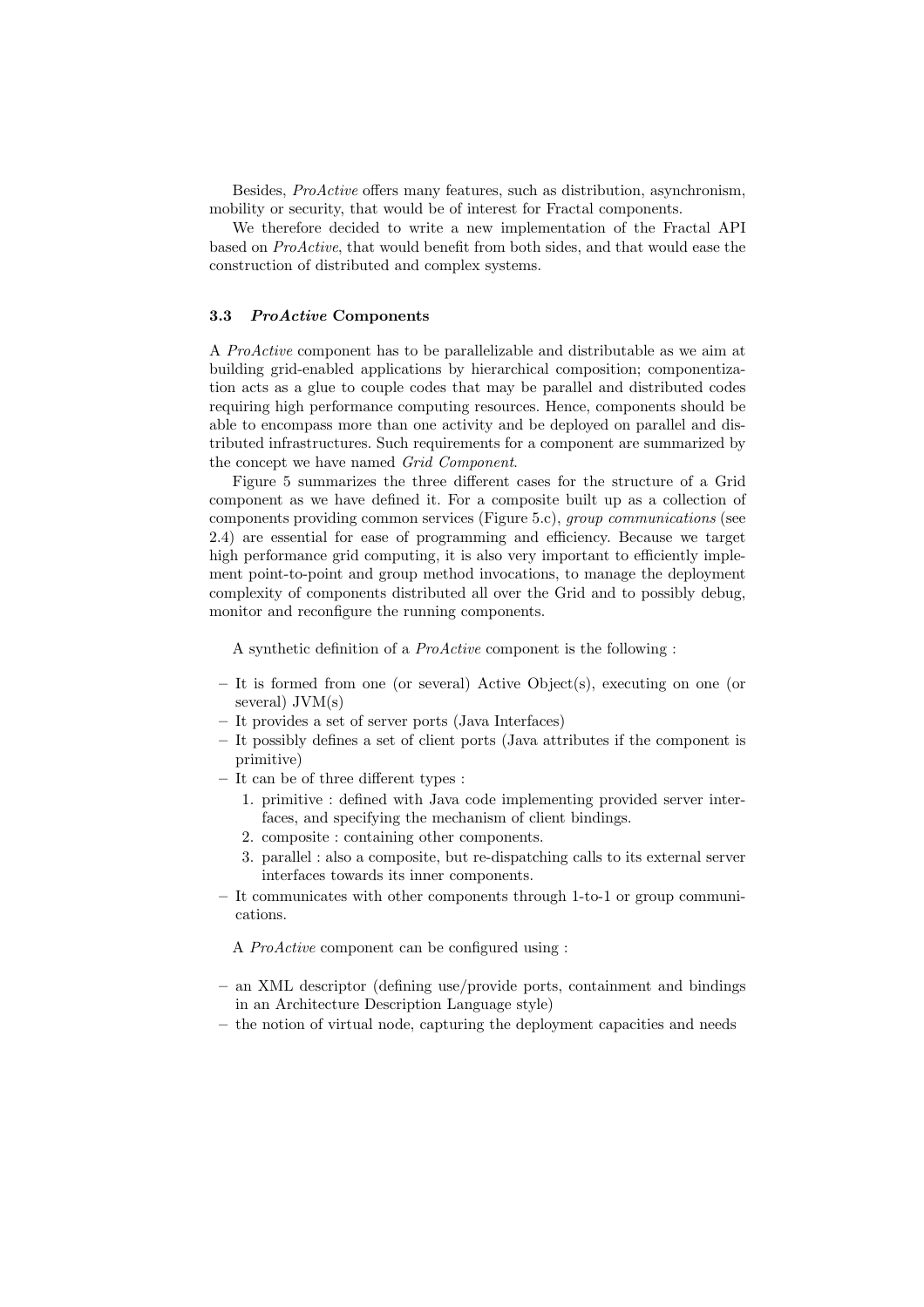Besides, *ProActive* offers many features, such as distribution, asynchronism, mobility or security, that would be of interest for Fractal components.

We therefore decided to write a new implementation of the Fractal API based on *ProActive*, that would benefit from both sides, and that would ease the construction of distributed and complex systems.

### 3.3 *ProActive* Components

A *ProActive* component has to be parallelizable and distributable as we aim at building grid-enabled applications by hierarchical composition; componentization acts as a glue to couple codes that may be parallel and distributed codes requiring high performance computing resources. Hence, components should be able to encompass more than one activity and be deployed on parallel and distributed infrastructures. Such requirements for a component are summarized by the concept we have named *Grid Component*.

Figure 5 summarizes the three different cases for the structure of a Grid component as we have defined it. For a composite built up as a collection of components providing common services (Figure 5.c), *group communications* (see 2.4) are essential for ease of programming and efficiency. Because we target high performance grid computing, it is also very important to efficiently implement point-to-point and group method invocations, to manage the deployment complexity of components distributed all over the Grid and to possibly debug, monitor and reconfigure the running components.

A synthetic definition of a *ProActive* component is the following :

- It is formed from one (or several) Active Object(s), executing on one (or several) JVM(s)
- It provides a set of server ports (Java Interfaces)
- It possibly defines a set of client ports (Java attributes if the component is primitive)
- It can be of three different types :
  1. primitive : defined with Java code implementing provided server interfaces, and specifying the mechanism of client bindings.
  2. composite : containing other components.
  3. parallel : also a composite, but re-dispatching calls to its external server interfaces towards its inner components.
- It communicates with other components through 1-to-1 or group communications.

A *ProActive* component can be configured using :

- an XML descriptor (defining use/provide ports, containment and bindings in an Architecture Description Language style)
- the notion of virtual node, capturing the deployment capacities and needs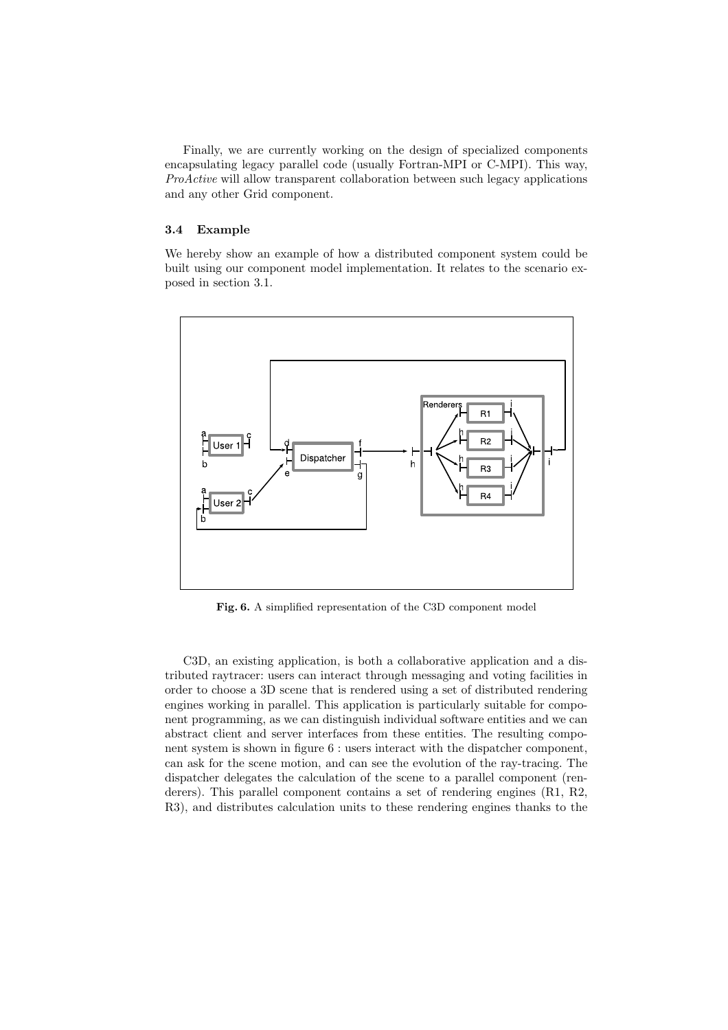Finally, we are currently working on the design of specialized components encapsulating legacy parallel code (usually Fortran-MPI or C-MPI). This way, *ProActive* will allow transparent collaboration between such legacy applications and any other Grid component.

### 3.4 Example

We hereby show an example of how a distributed component system could be built using our component model implementation. It relates to the scenario exposed in section 3.1.

**Fig. 6.** A simplified representation of the C3D component model

C3D, an existing application, is both a collaborative application and a distributed raytracer: users can interact through messaging and voting facilities in order to choose a 3D scene that is rendered using a set of distributed rendering engines working in parallel. This application is particularly suitable for component programming, as we can distinguish individual software entities and we can abstract client and server interfaces from these entities. The resulting component system is shown in figure 6 : users interact with the dispatcher component, can ask for the scene motion, and can see the evolution of the ray-tracing. The dispatcher delegates the calculation of the scene to a parallel component (renderers). This parallel component contains a set of rendering engines (R1, R2, R3), and distributes calculation units to these rendering engines thanks to the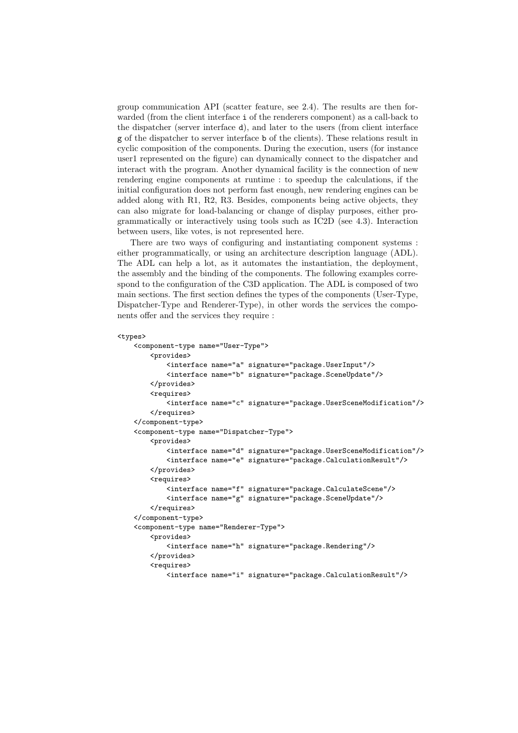group communication API (scatter feature, see 2.4). The results are then forwarded (from the client interface `i` of the renderers component) as a call-back to the dispatcher (server interface `d`), and later to the users (from client interface `g` of the dispatcher to server interface `b` of the clients). These relations result in cyclic composition of the components. During the execution, users (for instance user1 represented on the figure) can dynamically connect to the dispatcher and interact with the program. Another dynamical facility is the connection of new rendering engine components at runtime : to speedup the calculations, if the initial configuration does not perform fast enough, new rendering engines can be added along with R1, R2, R3. Besides, components being active objects, they can also migrate for load-balancing or change of display purposes, either programmatically or interactively using tools such as IC2D (see 4.3). Interaction between users, like votes, is not represented here.

There are two ways of configuring and instantiating component systems : either programmatically, or using an architecture description language (ADL). The ADL can help a lot, as it automates the instantiation, the deployment, the assembly and the binding of the components. The following examples correspond to the configuration of the C3D application. The ADL is composed of two main sections. The first section defines the types of the components (User-Type, Dispatcher-Type and Renderer-Type), in other words the services the components offer and the services they require :

```
<types>
    <component-type name="User-Type">
        <provides>
            <interface name="a" signature="package.UserInput"/>
            <interface name="b" signature="package.SceneUpdate"/>
        </provides>
        <requires>
            <interface name="c" signature="package.UserSceneModification"/>
        </requires>
    </component-type>
    <component-type name="Dispatcher-Type">
        <provides>
            <interface name="d" signature="package.UserSceneModification"/>
            <interface name="e" signature="package.CalculationResult"/>
        </provides>
        <requires>
            <interface name="f" signature="package.CalculateScene"/>
            <interface name="g" signature="package.SceneUpdate"/>
        </requires>
    </component-type>
    <component-type name="Renderer-Type">
        <provides>
            <interface name="h" signature="package.Rendering"/>
        </provides>
        <requires>
            <interface name="i" signature="package.CalculationResult"/>
```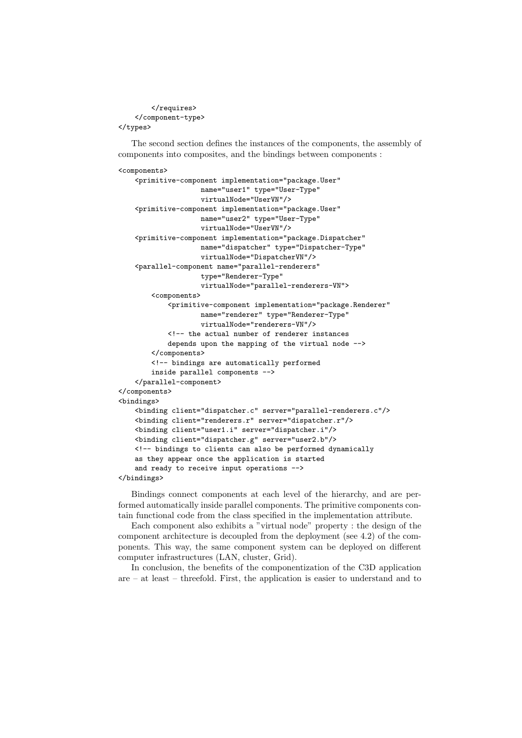```
        </requires>
    </component-type>
</types>
```

The second section defines the instances of the components, the assembly of components into composites, and the bindings between components :

```
<components>
    <primitive-component implementation="package.User"
                    name="user1" type="User-Type"
                    virtualNode="UserVN"/>
    <primitive-component implementation="package.User"
                    name="user2" type="User-Type"
                    virtualNode="UserVN"/>
    <primitive-component implementation="package.Dispatcher"
                    name="dispatcher" type="Dispatcher-Type"
                    virtualNode="DispatcherVN"/>
    <parallel-component name="parallel-renderers"
                    type="Renderer-Type"
                    virtualNode="parallel-renderers-VN">
        <components>
            <primitive-component implementation="package.Renderer"
                    name="renderer" type="Renderer-Type"
                    virtualNode="renderers-VN"/>
            <!-- the actual number of renderer instances
            depends upon the mapping of the virtual node -->
        </components>
        <!-- bindings are automatically performed
        inside parallel components -->
    </parallel-component>
</components>
<bindings>
    <binding client="dispatcher.c" server="parallel-renderers.c"/>
    <binding client="renderers.r" server="dispatcher.r"/>
    <binding client="user1.i" server="dispatcher.i"/>
    <binding client="dispatcher.g" server="user2.b"/>
    <!-- bindings to clients can also be performed dynamically
    as they appear once the application is started
    and ready to receive input operations -->
</bindings>
```

Bindings connect components at each level of the hierarchy, and are performed automatically inside parallel components. The primitive components contain functional code from the class specified in the implementation attribute.

Each component also exhibits a "virtual node" property : the design of the component architecture is decoupled from the deployment (see 4.2) of the components. This way, the same component system can be deployed on different computer infrastructures (LAN, cluster, Grid).

In conclusion, the benefits of the componentization of the C3D application are – at least – threefold. First, the application is easier to understand and to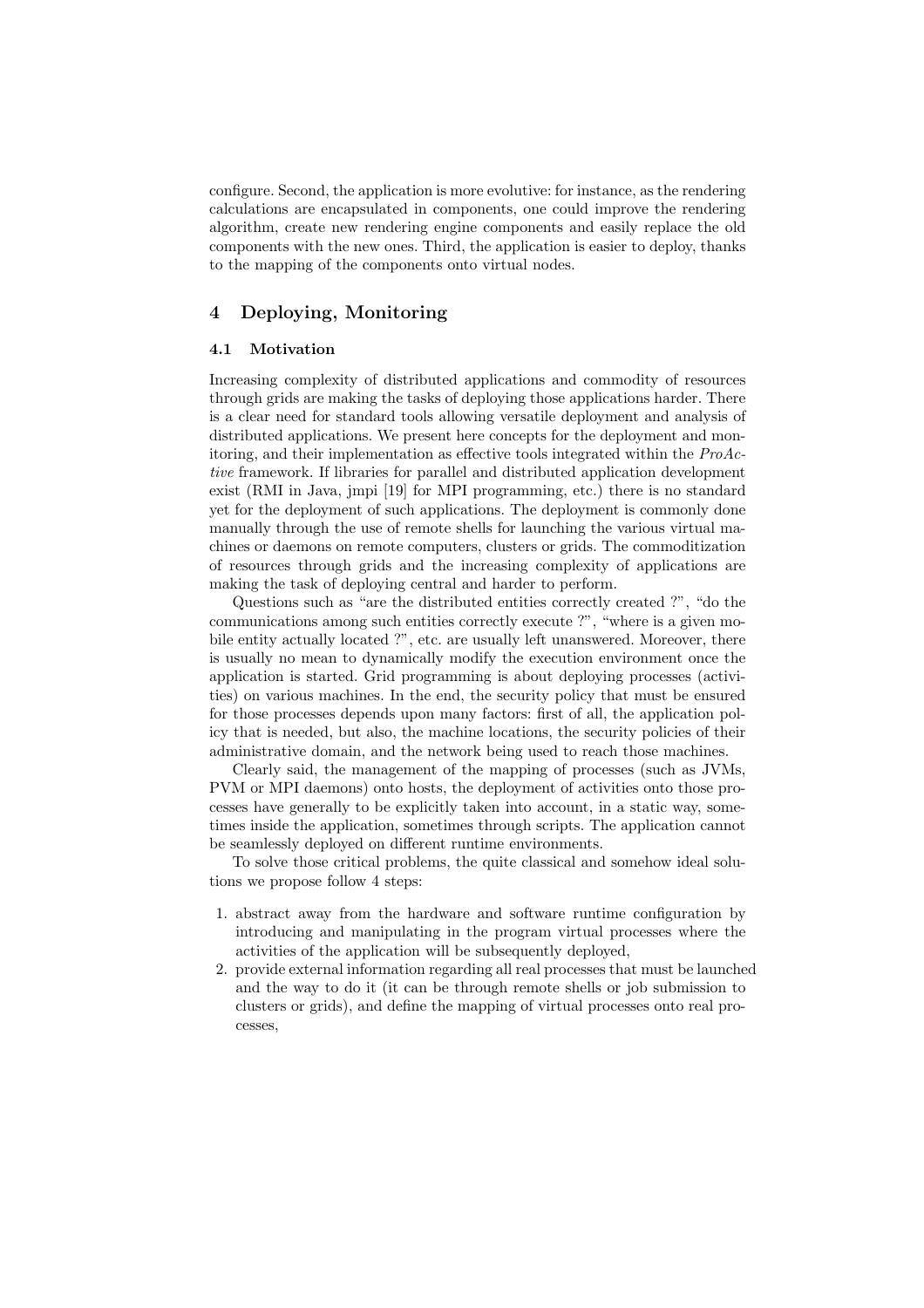configure. Second, the application is more evolutive: for instance, as the rendering calculations are encapsulated in components, one could improve the rendering algorithm, create new rendering engine components and easily replace the old components with the new ones. Third, the application is easier to deploy, thanks to the mapping of the components onto virtual nodes.

## 4 Deploying, Monitoring

### 4.1 Motivation

Increasing complexity of distributed applications and commodity of resources through grids are making the tasks of deploying those applications harder. There is a clear need for standard tools allowing versatile deployment and analysis of distributed applications. We present here concepts for the deployment and monitoring, and their implementation as effective tools integrated within the *ProActive* framework. If libraries for parallel and distributed application development exist (RMI in Java, jmpi [19] for MPI programming, etc.) there is no standard yet for the deployment of such applications. The deployment is commonly done manually through the use of remote shells for launching the various virtual machines or daemons on remote computers, clusters or grids. The commoditization of resources through grids and the increasing complexity of applications are making the task of deploying central and harder to perform.

Questions such as "are the distributed entities correctly created ?", "do the communications among such entities correctly execute ?", "where is a given mobile entity actually located ?", etc. are usually left unanswered. Moreover, there is usually no mean to dynamically modify the execution environment once the application is started. Grid programming is about deploying processes (activities) on various machines. In the end, the security policy that must be ensured for those processes depends upon many factors: first of all, the application policy that is needed, but also, the machine locations, the security policies of their administrative domain, and the network being used to reach those machines.

Clearly said, the management of the mapping of processes (such as JVMs, PVM or MPI daemons) onto hosts, the deployment of activities onto those processes have generally to be explicitly taken into account, in a static way, sometimes inside the application, sometimes through scripts. The application cannot be seamlessly deployed on different runtime environments.

To solve those critical problems, the quite classical and somehow ideal solutions we propose follow 4 steps:

1. abstract away from the hardware and software runtime configuration by introducing and manipulating in the program virtual processes where the activities of the application will be subsequently deployed,
2. provide external information regarding all real processes that must be launched and the way to do it (it can be through remote shells or job submission to clusters or grids), and define the mapping of virtual processes onto real processes,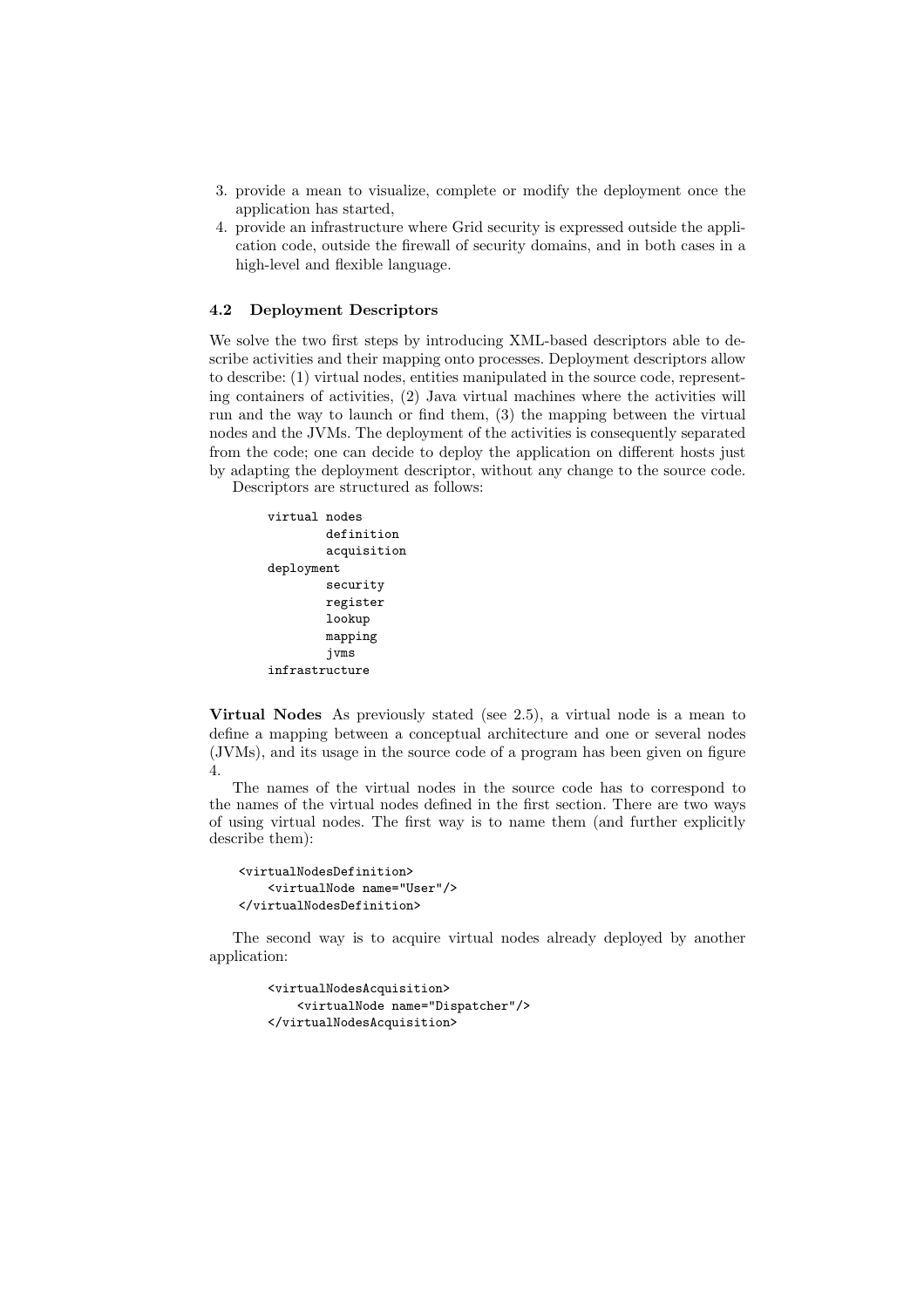3. provide a mean to visualize, complete or modify the deployment once the application has started,
4. provide an infrastructure where Grid security is expressed outside the application code, outside the firewall of security domains, and in both cases in a high-level and flexible language.

### 4.2 Deployment Descriptors

We solve the two first steps by introducing XML-based descriptors able to describe activities and their mapping onto processes. Deployment descriptors allow to describe: (1) virtual nodes, entities manipulated in the source code, representing containers of activities, (2) Java virtual machines where the activities will run and the way to launch or find them, (3) the mapping between the virtual nodes and the JVMs. The deployment of the activities is consequently separated from the code; one can decide to deploy the application on different hosts just by adapting the deployment descriptor, without any change to the source code.

Descriptors are structured as follows:

```
virtual nodes
        definition
        acquisition
deployment
        security
        register
        lookup
        mapping
        jvms
infrastructure
```

**Virtual Nodes** As previously stated (see 2.5), a virtual node is a mean to define a mapping between a conceptual architecture and one or several nodes (JVMs), and its usage in the source code of a program has been given on figure 4.

The names of the virtual nodes in the source code has to correspond to the names of the virtual nodes defined in the first section. There are two ways of using virtual nodes. The first way is to name them (and further explicitly describe them):

```
<virtualNodesDefinition>
    <virtualNode name="User"/>
</virtualNodesDefinition>
```

The second way is to acquire virtual nodes already deployed by another application:

```
<virtualNodesAcquisition>
    <virtualNode name="Dispatcher"/>
</virtualNodesAcquisition>
```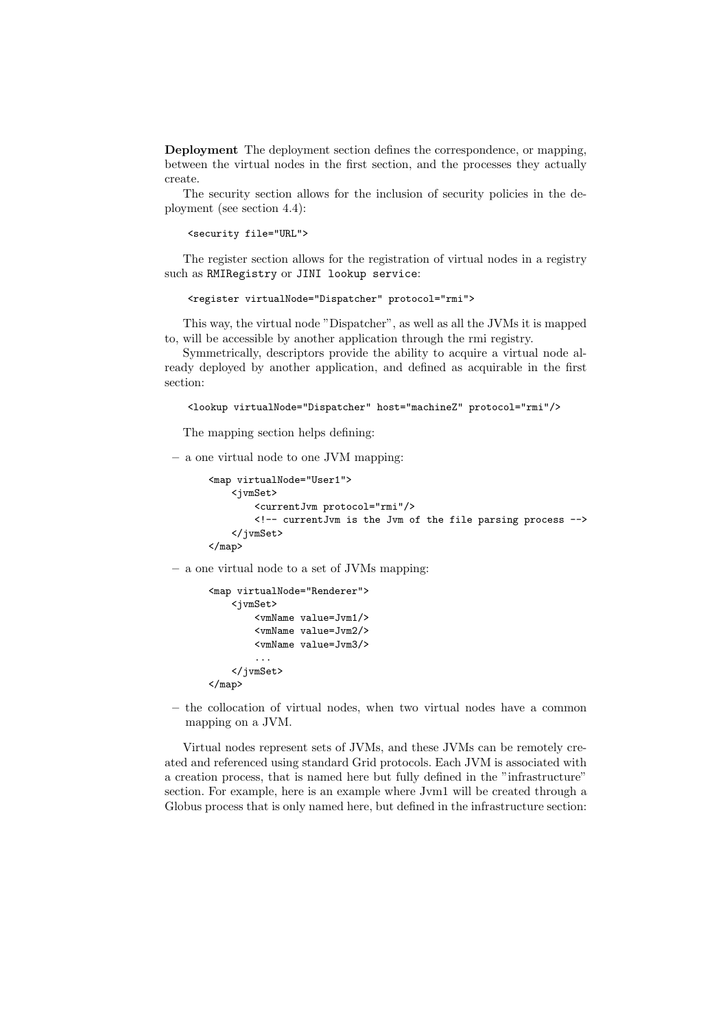**Deployment** The deployment section defines the correspondence, or mapping, between the virtual nodes in the first section, and the processes they actually create.

The security section allows for the inclusion of security policies in the deployment (see section 4.4):

```
<security file="URL">
```

The register section allows for the registration of virtual nodes in a registry such as `RMIRegistry` or `JINI lookup service`:

```
<register virtualNode="Dispatcher" protocol="rmi">
```

This way, the virtual node "Dispatcher", as well as all the JVMs it is mapped to, will be accessible by another application through the rmi registry.

Symmetrically, descriptors provide the ability to acquire a virtual node already deployed by another application, and defined as acquirable in the first section:

```
<lookup virtualNode="Dispatcher" host="machineZ" protocol="rmi"/>
```

The mapping section helps defining:

– a one virtual node to one JVM mapping:

```
<map virtualNode="User1">
    <jvmSet>
        <currentJvm protocol="rmi"/>
        <!-- currentJvm is the Jvm of the file parsing process -->
    </jvmSet>
</map>
```

– a one virtual node to a set of JVMs mapping:

```
<map virtualNode="Renderer">
    <jvmSet>
        <vmName value=Jvm1/>
        <vmName value=Jvm2/>
        <vmName value=Jvm3/>
        ...
    </jvmSet>
</map>
```

– the collocation of virtual nodes, when two virtual nodes have a common mapping on a JVM.

Virtual nodes represent sets of JVMs, and these JVMs can be remotely created and referenced using standard Grid protocols. Each JVM is associated with a creation process, that is named here but fully defined in the "infrastructure" section. For example, here is an example where Jvm1 will be created through a Globus process that is only named here, but defined in the infrastructure section: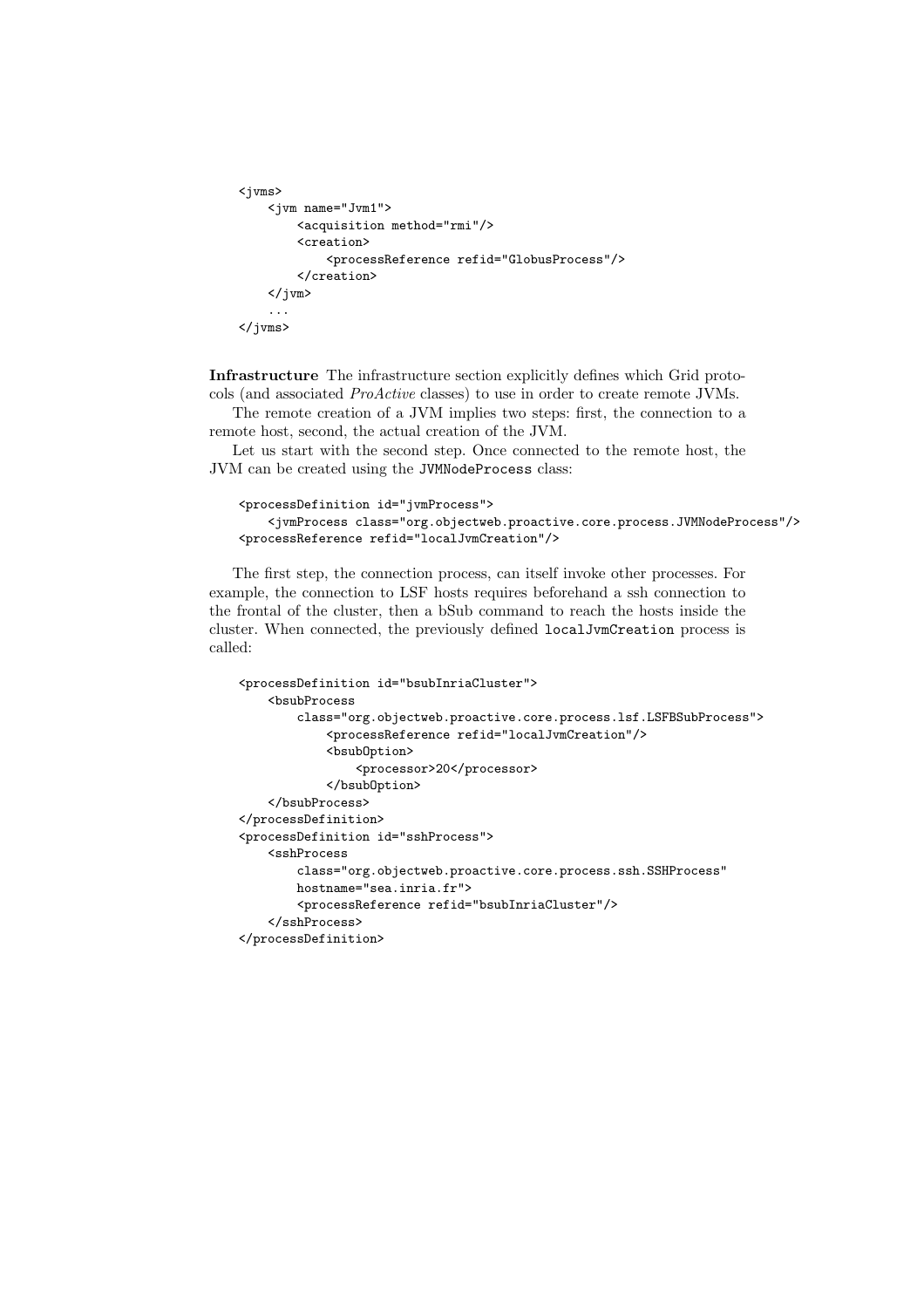```
<jvms>
    <jvm name="Jvm1">
        <acquisition method="rmi"/>
        <creation>
            <processReference refid="GlobusProcess"/>
        </creation>
    </jvm>
    ...
</jvms>
```

**Infrastructure** The infrastructure section explicitly defines which Grid protocols (and associated *ProActive* classes) to use in order to create remote JVMs.

The remote creation of a JVM implies two steps: first, the connection to a remote host, second, the actual creation of the JVM.

Let us start with the second step. Once connected to the remote host, the JVM can be created using the `JVMNodeProcess` class:

```
<processDefinition id="jvmProcess">
    <jvmProcess class="org.objectweb.proactive.core.process.JVMNodeProcess"/>
<processReference refid="localJvmCreation"/>
```

The first step, the connection process, can itself invoke other processes. For example, the connection to LSF hosts requires beforehand a ssh connection to the frontal of the cluster, then a bSub command to reach the hosts inside the cluster. When connected, the previously defined `localJvmCreation` process is called:

```
<processDefinition id="bsubInriaCluster">
    <bsubProcess
        class="org.objectweb.proactive.core.process.lsf.LSFBSubProcess">
            <processReference refid="localJvmCreation"/>
            <bsubOption>
                <processor>20</processor>
            </bsubOption>
    </bsubProcess>
</processDefinition>
<processDefinition id="sshProcess">
    <sshProcess
        class="org.objectweb.proactive.core.process.ssh.SSHProcess"
        hostname="sea.inria.fr">
        <processReference refid="bsubInriaCluster"/>
    </sshProcess>
</processDefinition>
```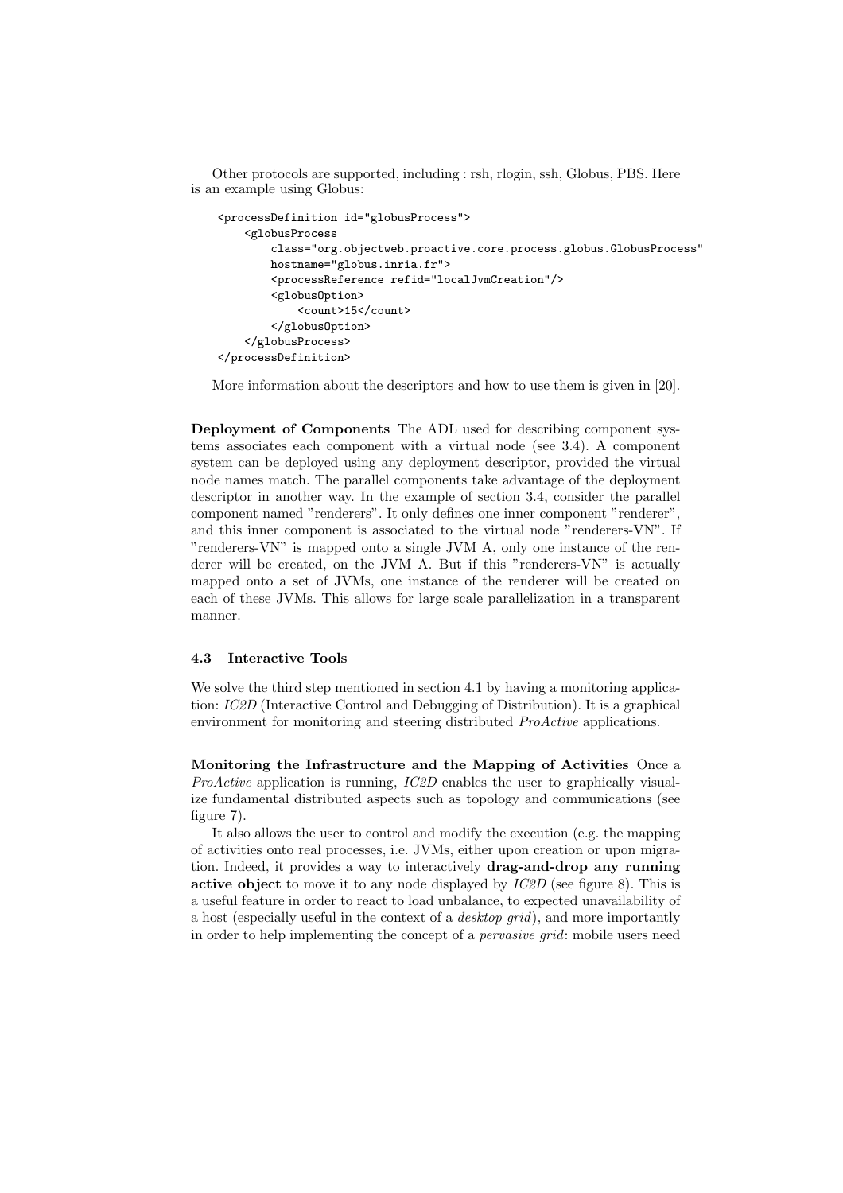Other protocols are supported, including : rsh, rlogin, ssh, Globus, PBS. Here is an example using Globus:

```
<processDefinition id="globusProcess">
    <globusProcess
        class="org.objectweb.proactive.core.process.globus.GlobusProcess"
        hostname="globus.inria.fr">
        <processReference refid="localJvmCreation"/>
        <globusOption>
            <count>15</count>
        </globusOption>
    </globusProcess>
</processDefinition>
```

More information about the descriptors and how to use them is given in [20].

**Deployment of Components** The ADL used for describing component systems associates each component with a virtual node (see 3.4). A component system can be deployed using any deployment descriptor, provided the virtual node names match. The parallel components take advantage of the deployment descriptor in another way. In the example of section 3.4, consider the parallel component named "renderers". It only defines one inner component "renderer", and this inner component is associated to the virtual node "renderers-VN". If "renderers-VN" is mapped onto a single JVM A, only one instance of the renderer will be created, on the JVM A. But if this "renderers-VN" is actually mapped onto a set of JVMs, one instance of the renderer will be created on each of these JVMs. This allows for large scale parallelization in a transparent manner.

### 4.3 Interactive Tools

We solve the third step mentioned in section 4.1 by having a monitoring application: *IC2D* (Interactive Control and Debugging of Distribution). It is a graphical environment for monitoring and steering distributed *ProActive* applications.

**Monitoring the Infrastructure and the Mapping of Activities** Once a *ProActive* application is running, *IC2D* enables the user to graphically visualize fundamental distributed aspects such as topology and communications (see figure 7).

It also allows the user to control and modify the execution (e.g. the mapping of activities onto real processes, i.e. JVMs, either upon creation or upon migration. Indeed, it provides a way to interactively **drag-and-drop any running active object** to move it to any node displayed by *IC2D* (see figure 8). This is a useful feature in order to react to load unbalance, to expected unavailability of a host (especially useful in the context of a *desktop grid*), and more importantly in order to help implementing the concept of a *pervasive grid*: mobile users need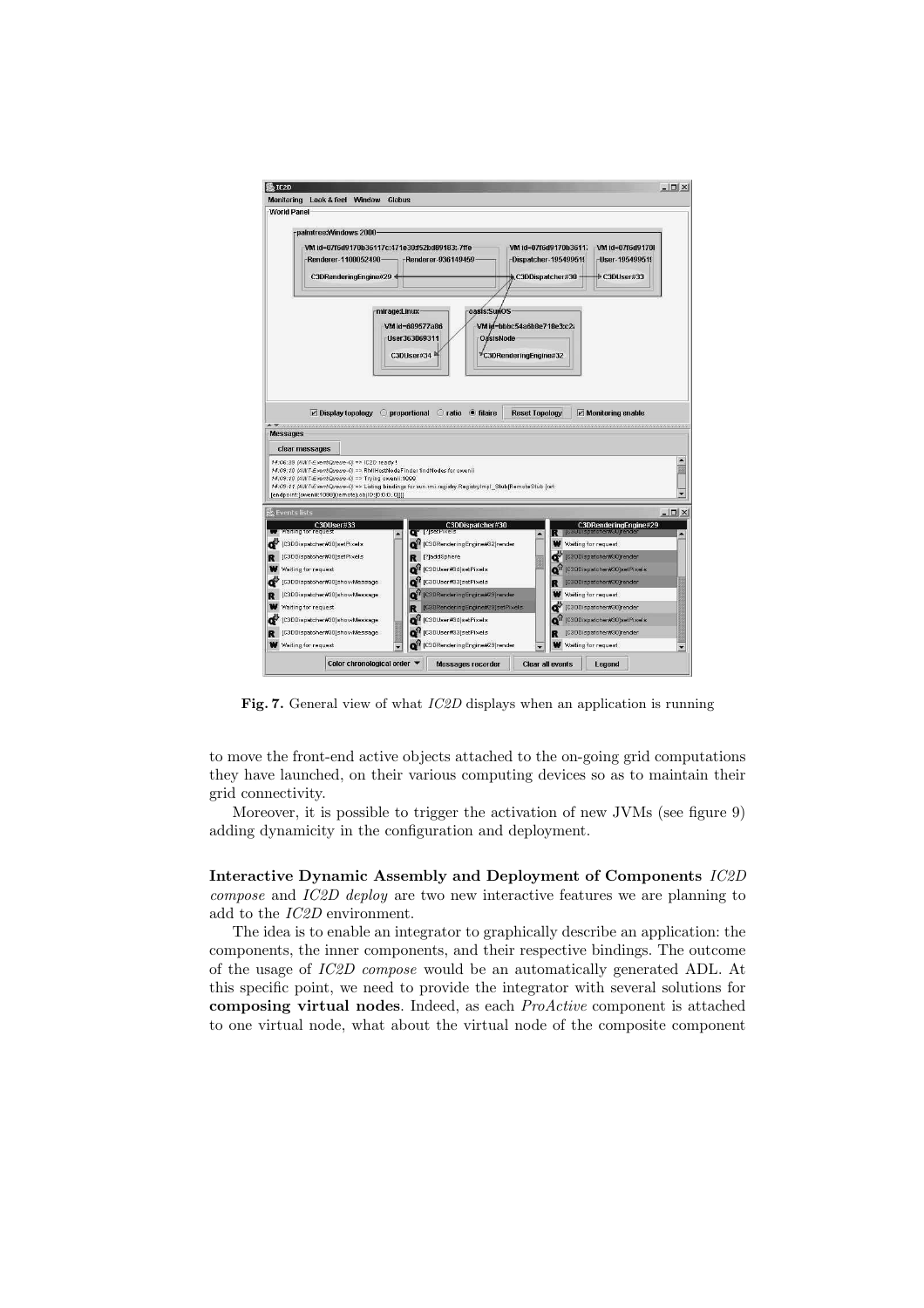Fig. 7. General view of what *IC2D* displays when an application is running

to move the front-end active objects attached to the on-going grid computations they have launched, on their various computing devices so as to maintain their grid connectivity.

Moreover, it is possible to trigger the activation of new JVMs (see figure 9) adding dynamicity in the configuration and deployment.

**Interactive Dynamic Assembly and Deployment of Components** *IC2D compose* and *IC2D deploy* are two new interactive features we are planning to add to the *IC2D* environment.

The idea is to enable an integrator to graphically describe an application: the components, the inner components, and their respective bindings. The outcome of the usage of *IC2D compose* would be an automatically generated ADL. At this specific point, we need to provide the integrator with several solutions for **composing virtual nodes**. Indeed, as each *ProActive* component is attached to one virtual node, what about the virtual node of the composite component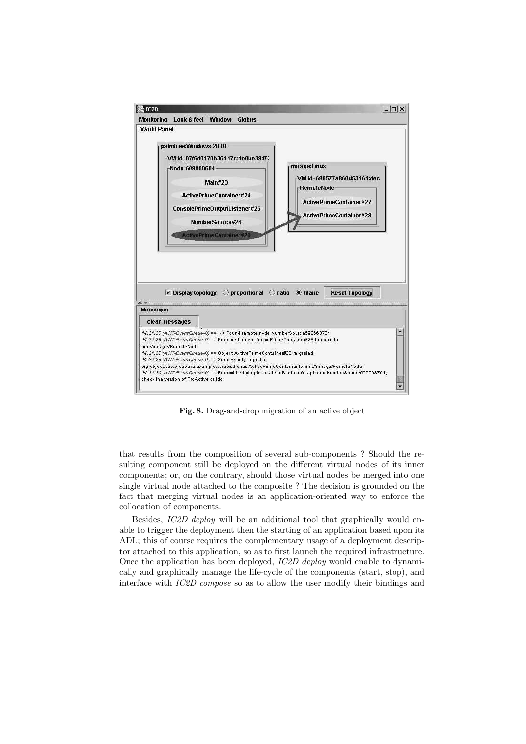Fig. 8. Drag-and-drop migration of an active object

that results from the composition of several sub-components ? Should the resulting component still be deployed on the different virtual nodes of its inner components; or, on the contrary, should those virtual nodes be merged into one single virtual node attached to the composite ? The decision is grounded on the fact that merging virtual nodes is an application-oriented way to enforce the collocation of components.

Besides, *IC2D deploy* will be an additional tool that graphically would enable to trigger the deployment then the starting of an application based upon its ADL; this of course requires the complementary usage of a deployment descriptor attached to this application, so as to first launch the required infrastructure. Once the application has been deployed, *IC2D deploy* would enable to dynamically and graphically manage the life-cycle of the components (start, stop), and interface with *IC2D compose* so as to allow the user modify their bindings and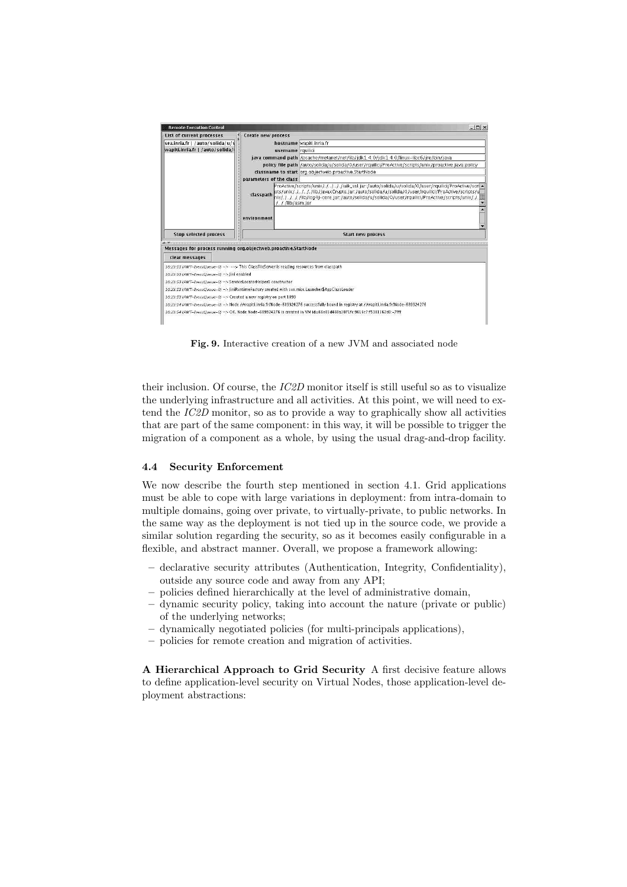**Fig. 9.** Interactive creation of a new JVM and associated node

their inclusion. Of course, the *IC2D* monitor itself is still useful so as to visualize the underlying infrastructure and all activities. At this point, we will need to extend the *IC2D* monitor, so as to provide a way to graphically show all activities that are part of the same component: in this way, it will be possible to trigger the migration of a component as a whole, by using the usual drag-and-drop facility.

### 4.4 Security Enforcement

We now describe the fourth step mentioned in section 4.1. Grid applications must be able to cope with large variations in deployment: from intra-domain to multiple domains, going over private, to virtually-private, to public networks. In the same way as the deployment is not tied up in the source code, we provide a similar solution regarding the security, so as it becomes easily configurable in a flexible, and abstract manner. Overall, we propose a framework allowing:

- declarative security attributes (Authentication, Integrity, Confidentiality), outside any source code and away from any API;
- policies defined hierarchically at the level of administrative domain,
- dynamic security policy, taking into account the nature (private or public) of the underlying networks;
- dynamically negotiated policies (for multi-principals applications),
- policies for remote creation and migration of activities.

**A Hierarchical Approach to Grid Security** A first decisive feature allows to define application-level security on Virtual Nodes, those application-level deployment abstractions: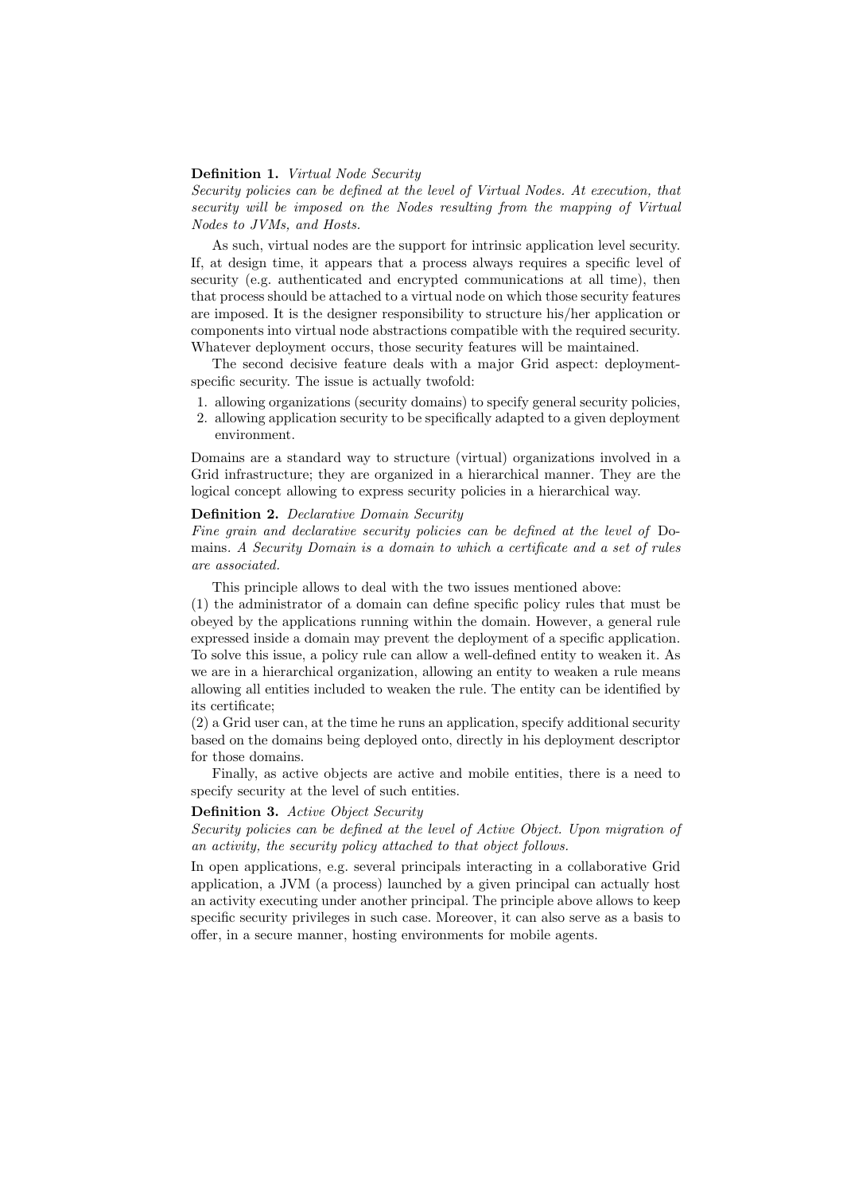**Definition 1.** *Virtual Node Security*
*Security policies can be defined at the level of Virtual Nodes. At execution, that security will be imposed on the Nodes resulting from the mapping of Virtual Nodes to JVMs, and Hosts.*

As such, virtual nodes are the support for intrinsic application level security. If, at design time, it appears that a process always requires a specific level of security (e.g. authenticated and encrypted communications at all time), then that process should be attached to a virtual node on which those security features are imposed. It is the designer responsibility to structure his/her application or components into virtual node abstractions compatible with the required security. Whatever deployment occurs, those security features will be maintained.

The second decisive feature deals with a major Grid aspect: deployment-specific security. The issue is actually twofold:

1. allowing organizations (security domains) to specify general security policies,
2. allowing application security to be specifically adapted to a given deployment environment.

Domains are a standard way to structure (virtual) organizations involved in a Grid infrastructure; they are organized in a hierarchical manner. They are the logical concept allowing to express security policies in a hierarchical way.

**Definition 2.** *Declarative Domain Security*
*Fine grain and declarative security policies can be defined at the level of* Domains. *A Security Domain is a domain to which a certificate and a set of rules are associated.*

This principle allows to deal with the two issues mentioned above:
(1) the administrator of a domain can define specific policy rules that must be obeyed by the applications running within the domain. However, a general rule expressed inside a domain may prevent the deployment of a specific application. To solve this issue, a policy rule can allow a well-defined entity to weaken it. As we are in a hierarchical organization, allowing an entity to weaken a rule means allowing all entities included to weaken the rule. The entity can be identified by its certificate;
(2) a Grid user can, at the time he runs an application, specify additional security based on the domains being deployed onto, directly in his deployment descriptor for those domains.

Finally, as active objects are active and mobile entities, there is a need to specify security at the level of such entities.

**Definition 3.** *Active Object Security*
*Security policies can be defined at the level of Active Object. Upon migration of an activity, the security policy attached to that object follows.*

In open applications, e.g. several principals interacting in a collaborative Grid application, a JVM (a process) launched by a given principal can actually host an activity executing under another principal. The principle above allows to keep specific security privileges in such case. Moreover, it can also serve as a basis to offer, in a secure manner, hosting environments for mobile agents.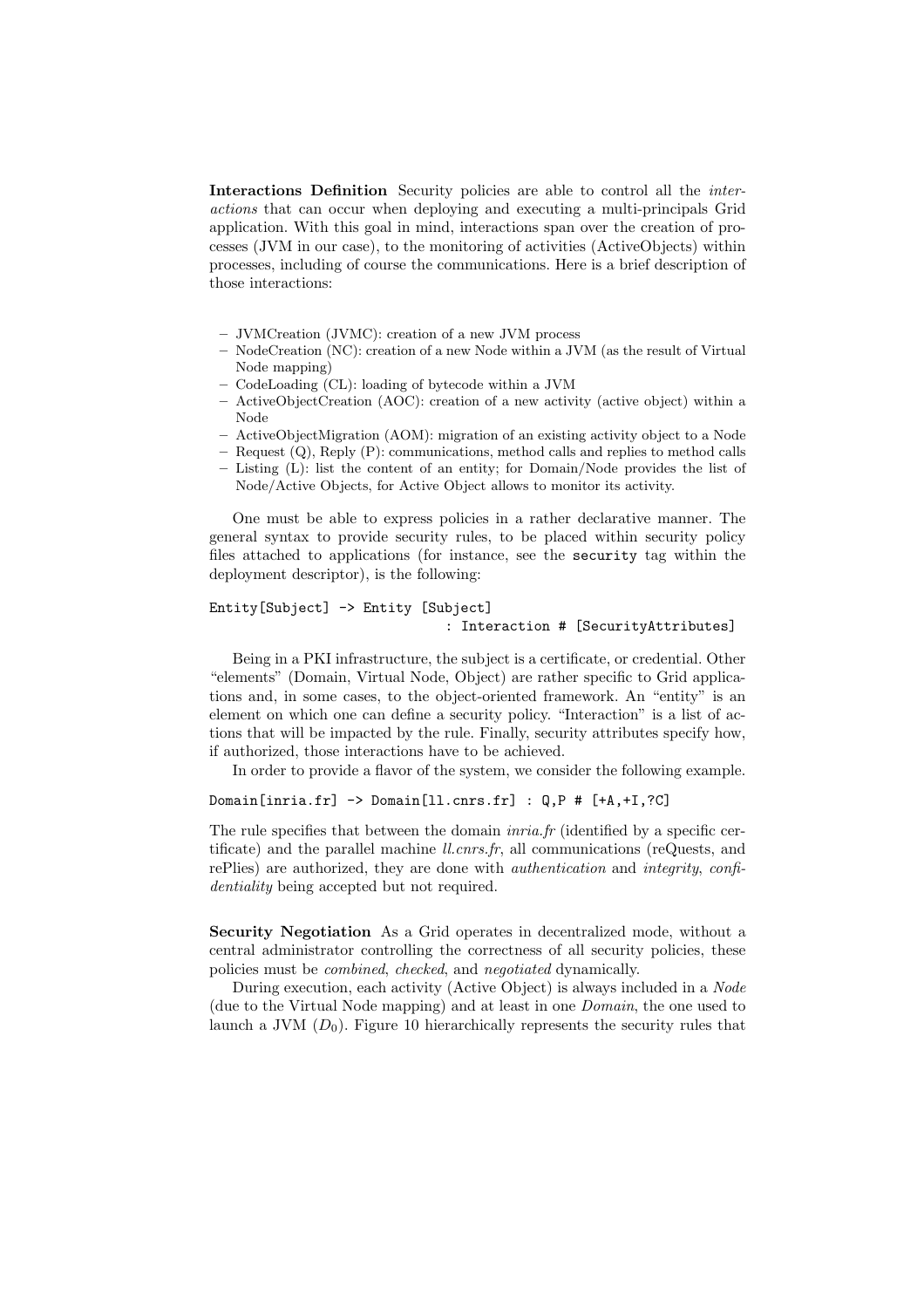**Interactions Definition** Security policies are able to control all the *interactions* that can occur when deploying and executing a multi-principals Grid application. With this goal in mind, interactions span over the creation of processes (JVM in our case), to the monitoring of activities (ActiveObjects) within processes, including of course the communications. Here is a brief description of those interactions:

- JVMCreation (JVMC): creation of a new JVM process
- NodeCreation (NC): creation of a new Node within a JVM (as the result of Virtual Node mapping)
- CodeLoading (CL): loading of bytecode within a JVM
- ActiveObjectCreation (AOC): creation of a new activity (active object) within a Node
- ActiveObjectMigration (AOM): migration of an existing activity object to a Node
- Request (Q), Reply (P): communications, method calls and replies to method calls
- Listing (L): list the content of an entity; for Domain/Node provides the list of Node/Active Objects, for Active Object allows to monitor its activity.

One must be able to express policies in a rather declarative manner. The general syntax to provide security rules, to be placed within security policy files attached to applications (for instance, see the `security` tag within the deployment descriptor), is the following:

```
Entity[Subject] -> Entity [Subject]
                              : Interaction # [SecurityAttributes]
```

Being in a PKI infrastructure, the subject is a certificate, or credential. Other "elements" (Domain, Virtual Node, Object) are rather specific to Grid applications and, in some cases, to the object-oriented framework. An "entity" is an element on which one can define a security policy. "Interaction" is a list of actions that will be impacted by the rule. Finally, security attributes specify how, if authorized, those interactions have to be achieved.

In order to provide a flavor of the system, we consider the following example.

```
Domain[inria.fr] -> Domain[ll.cnrs.fr] : Q,P # [+A,+I,?C]
```

The rule specifies that between the domain *inria.fr* (identified by a specific certificate) and the parallel machine *ll.cnrs.fr*, all communications (reQuests, and rePlies) are authorized, they are done with *authentication* and *integrity*, *confidentiality* being accepted but not required.

**Security Negotiation** As a Grid operates in decentralized mode, without a central administrator controlling the correctness of all security policies, these policies must be *combined*, *checked*, and *negotiated* dynamically.

During execution, each activity (Active Object) is always included in a *Node* (due to the Virtual Node mapping) and at least in one *Domain*, the one used to launch a JVM ($D_0$). Figure 10 hierarchically represents the security rules that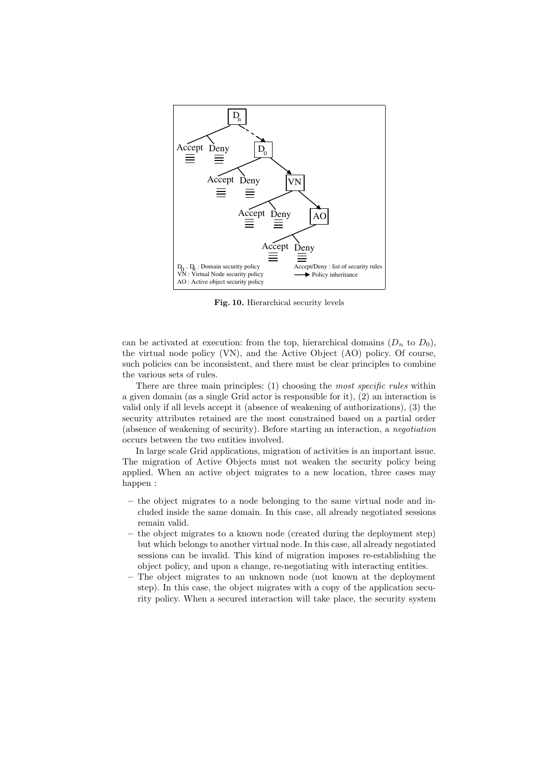**Fig. 10.** Hierarchical security levels

can be activated at execution: from the top, hierarchical domains ($D_n$ to $D_0$), the virtual node policy (VN), and the Active Object (AO) policy. Of course, such policies can be inconsistent, and there must be clear principles to combine the various sets of rules.

There are three main principles: (1) choosing the *most specific rules* within a given domain (as a single Grid actor is responsible for it), (2) an interaction is valid only if all levels accept it (absence of weakening of authorizations), (3) the security attributes retained are the most constrained based on a partial order (absence of weakening of security). Before starting an interaction, a *negotiation* occurs between the two entities involved.

In large scale Grid applications, migration of activities is an important issue. The migration of Active Objects must not weaken the security policy being applied. When an active object migrates to a new location, three cases may happen :

- the object migrates to a node belonging to the same virtual node and included inside the same domain. In this case, all already negotiated sessions remain valid.
- the object migrates to a known node (created during the deployment step) but which belongs to another virtual node. In this case, all already negotiated sessions can be invalid. This kind of migration imposes re-establishing the object policy, and upon a change, re-negotiating with interacting entities.
- The object migrates to an unknown node (not known at the deployment step). In this case, the object migrates with a copy of the application security policy. When a secured interaction will take place, the security system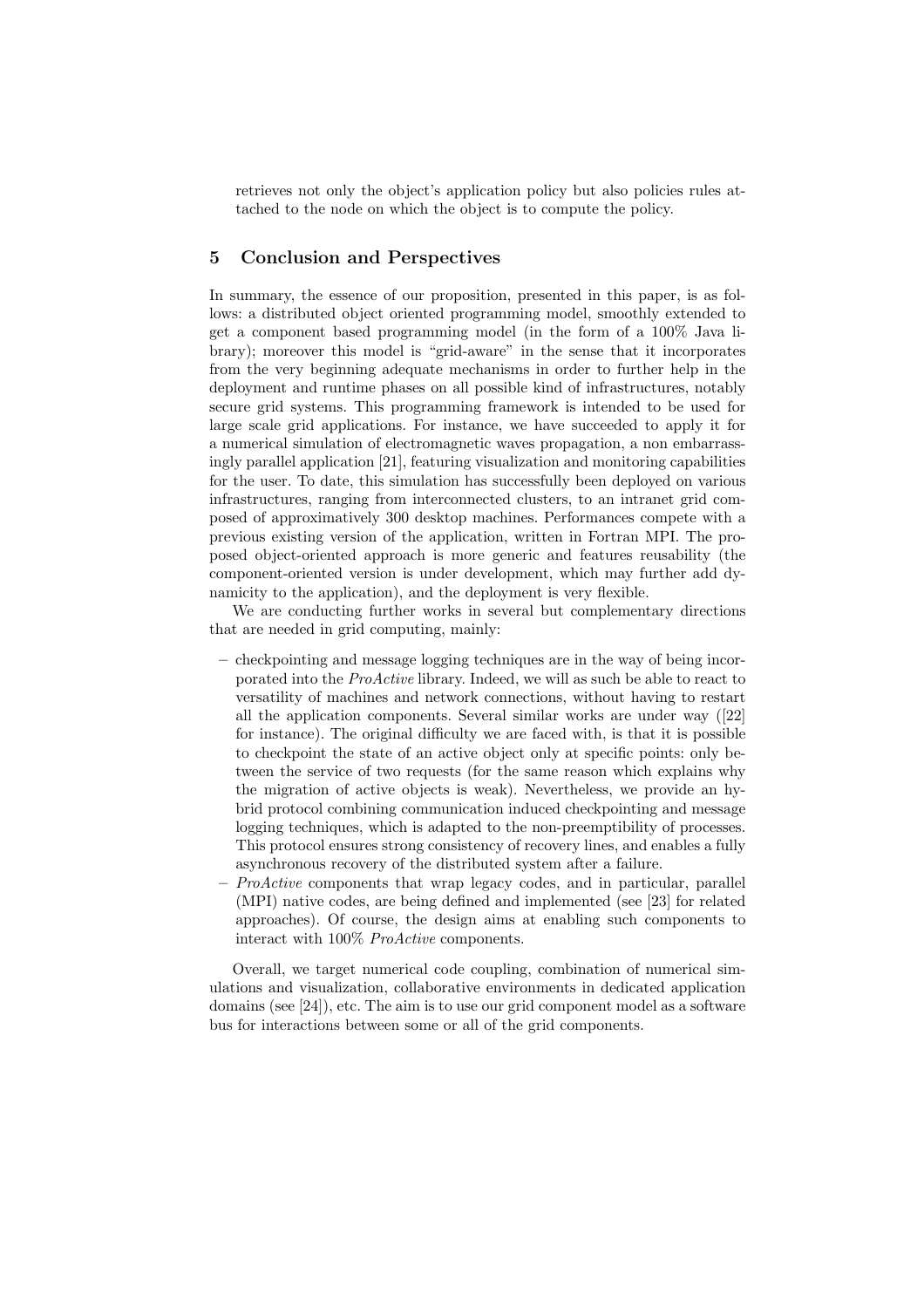retrieves not only the object's application policy but also policies rules attached to the node on which the object is to compute the policy.

## 5 Conclusion and Perspectives

In summary, the essence of our proposition, presented in this paper, is as follows: a distributed object oriented programming model, smoothly extended to get a component based programming model (in the form of a 100% Java library); moreover this model is "grid-aware" in the sense that it incorporates from the very beginning adequate mechanisms in order to further help in the deployment and runtime phases on all possible kind of infrastructures, notably secure grid systems. This programming framework is intended to be used for large scale grid applications. For instance, we have succeeded to apply it for a numerical simulation of electromagnetic waves propagation, a non embarrassingly parallel application [21], featuring visualization and monitoring capabilities for the user. To date, this simulation has successfully been deployed on various infrastructures, ranging from interconnected clusters, to an intranet grid composed of approximatively 300 desktop machines. Performances compete with a previous existing version of the application, written in Fortran MPI. The proposed object-oriented approach is more generic and features reusability (the component-oriented version is under development, which may further add dynamicity to the application), and the deployment is very flexible.

We are conducting further works in several but complementary directions that are needed in grid computing, mainly:

- checkpointing and message logging techniques are in the way of being incorporated into the *ProActive* library. Indeed, we will as such be able to react to versatility of machines and network connections, without having to restart all the application components. Several similar works are under way ([22] for instance). The original difficulty we are faced with, is that it is possible to checkpoint the state of an active object only at specific points: only between the service of two requests (for the same reason which explains why the migration of active objects is weak). Nevertheless, we provide an hybrid protocol combining communication induced checkpointing and message logging techniques, which is adapted to the non-preemptibility of processes. This protocol ensures strong consistency of recovery lines, and enables a fully asynchronous recovery of the distributed system after a failure.
- *ProActive* components that wrap legacy codes, and in particular, parallel (MPI) native codes, are being defined and implemented (see [23] for related approaches). Of course, the design aims at enabling such components to interact with 100% *ProActive* components.

Overall, we target numerical code coupling, combination of numerical simulations and visualization, collaborative environments in dedicated application domains (see [24]), etc. The aim is to use our grid component model as a software bus for interactions between some or all of the grid components.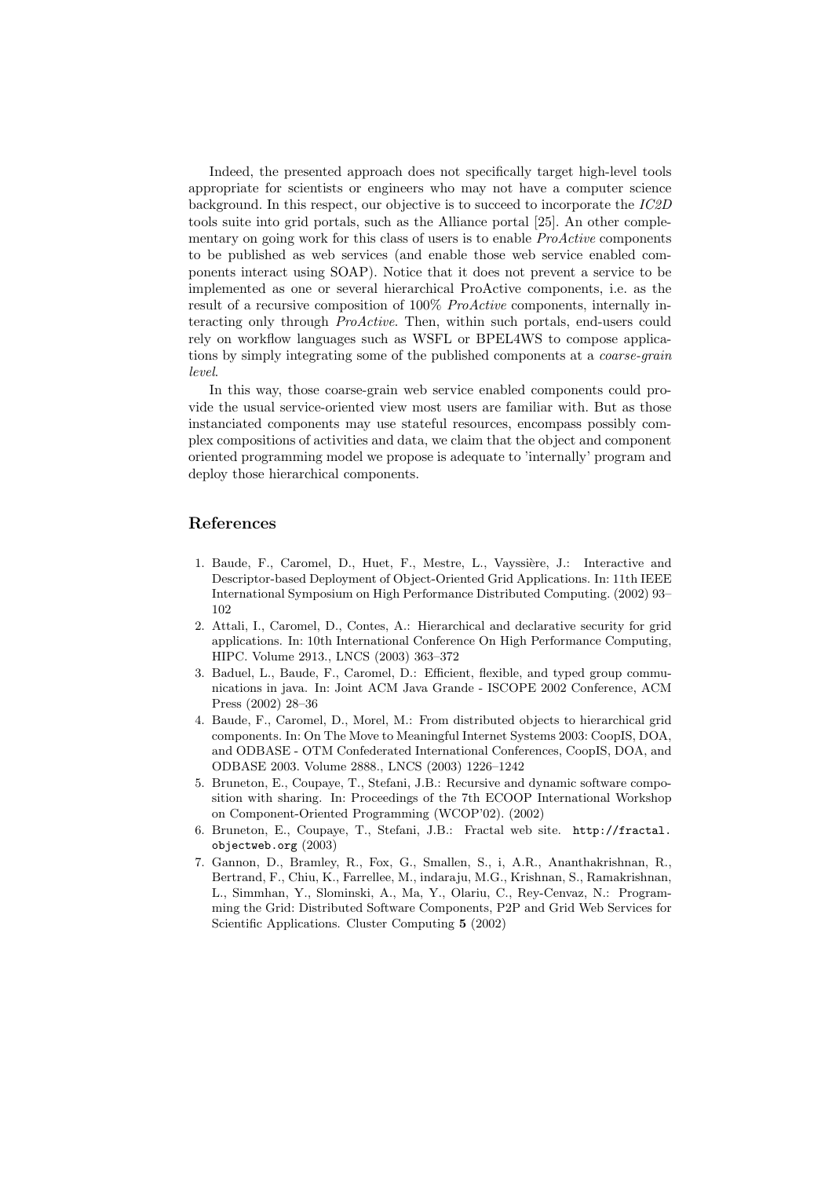Indeed, the presented approach does not specifically target high-level tools appropriate for scientists or engineers who may not have a computer science background. In this respect, our objective is to succeed to incorporate the *IC2D* tools suite into grid portals, such as the Alliance portal [25]. An other complementary on going work for this class of users is to enable *ProActive* components to be published as web services (and enable those web service enabled components interact using SOAP). Notice that it does not prevent a service to be implemented as one or several hierarchical ProActive components, i.e. as the result of a recursive composition of 100% *ProActive* components, internally interacting only through *ProActive*. Then, within such portals, end-users could rely on workflow languages such as WSFL or BPEL4WS to compose applications by simply integrating some of the published components at a *coarse-grain level*.

In this way, those coarse-grain web service enabled components could provide the usual service-oriented view most users are familiar with. But as those instanciated components may use stateful resources, encompass possibly complex compositions of activities and data, we claim that the object and component oriented programming model we propose is adequate to 'internally' program and deploy those hierarchical components.

## References

1. Baude, F., Caromel, D., Huet, F., Mestre, L., Vayssière, J.: Interactive and Descriptor-based Deployment of Object-Oriented Grid Applications. In: 11th IEEE International Symposium on High Performance Distributed Computing. (2002) 93–102
2. Attali, I., Caromel, D., Contes, A.: Hierarchical and declarative security for grid applications. In: 10th International Conference On High Performance Computing, HIPC. Volume 2913., LNCS (2003) 363–372
3. Baduel, L., Baude, F., Caromel, D.: Efficient, flexible, and typed group communications in java. In: Joint ACM Java Grande - ISCOPE 2002 Conference, ACM Press (2002) 28–36
4. Baude, F., Caromel, D., Morel, M.: From distributed objects to hierarchical grid components. In: On The Move to Meaningful Internet Systems 2003: CoopIS, DOA, and ODBASE - OTM Confederated International Conferences, CoopIS, DOA, and ODBASE 2003. Volume 2888., LNCS (2003) 1226–1242
5. Bruneton, E., Coupaye, T., Stefani, J.B.: Recursive and dynamic software composition with sharing. In: Proceedings of the 7th ECOOP International Workshop on Component-Oriented Programming (WCOP'02). (2002)
6. Bruneton, E., Coupaye, T., Stefani, J.B.: Fractal web site. `http://fractal.objectweb.org` (2003)
7. Gannon, D., Bramley, R., Fox, G., Smallen, S., i, A.R., Ananthakrishnan, R., Bertrand, F., Chiu, K., Farrellee, M., indaraju, M.G., Krishnan, S., Ramakrishnan, L., Simmhan, Y., Slominski, A., Ma, Y., Olariu, C., Rey-Cenvaz, N.: Programming the Grid: Distributed Software Components, P2P and Grid Web Services for Scientific Applications. Cluster Computing **5** (2002)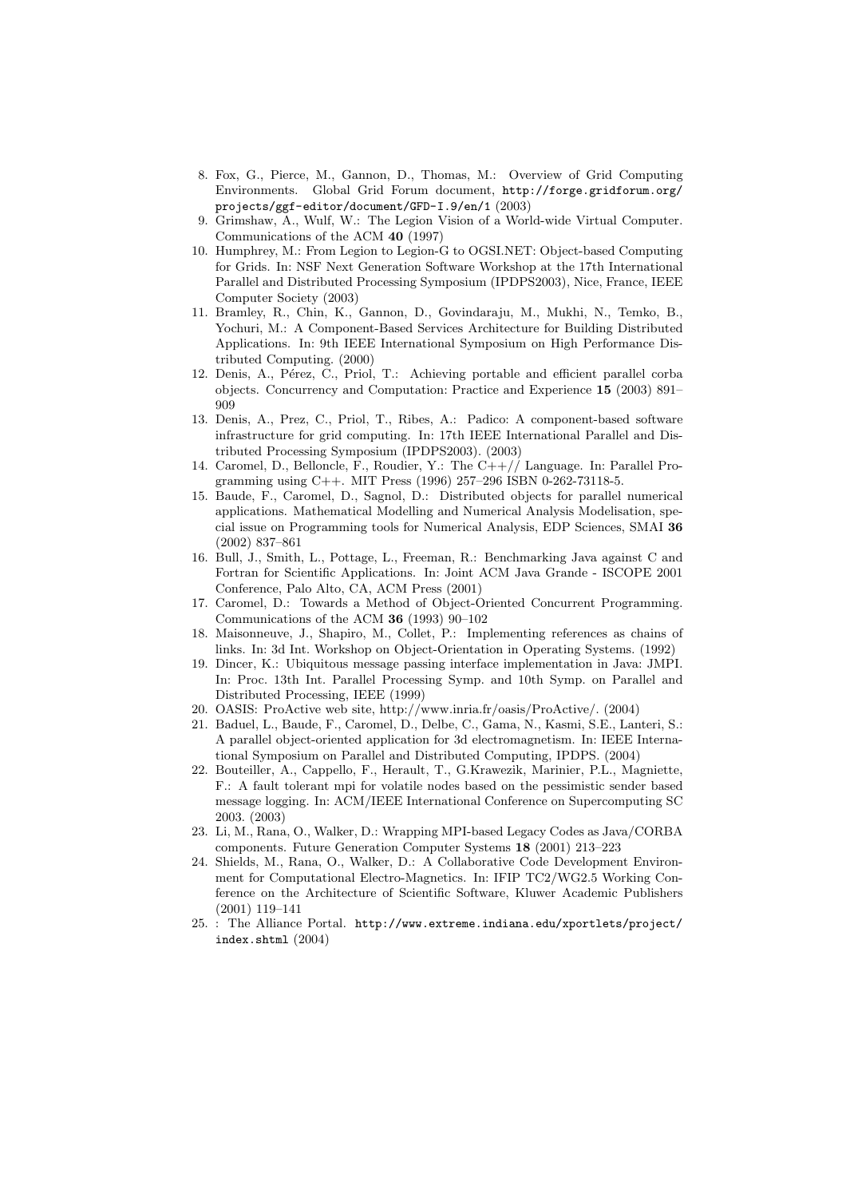8. Fox, G., Pierce, M., Gannon, D., Thomas, M.: Overview of Grid Computing Environments. Global Grid Forum document, http://forge.gridforum.org/projects/ggf-editor/document/GFD-I.9/en/1 (2003)
9. Grimshaw, A., Wulf, W.: The Legion Vision of a World-wide Virtual Computer. Communications of the ACM **40** (1997)
10. Humphrey, M.: From Legion to Legion-G to OGSI.NET: Object-based Computing for Grids. In: NSF Next Generation Software Workshop at the 17th International Parallel and Distributed Processing Symposium (IPDPS2003), Nice, France, IEEE Computer Society (2003)
11. Bramley, R., Chin, K., Gannon, D., Govindaraju, M., Mukhi, N., Temko, B., Yochuri, M.: A Component-Based Services Architecture for Building Distributed Applications. In: 9th IEEE International Symposium on High Performance Distributed Computing. (2000)
12. Denis, A., Pérez, C., Priol, T.: Achieving portable and efficient parallel corba objects. Concurrency and Computation: Practice and Experience **15** (2003) 891–909
13. Denis, A., Prez, C., Priol, T., Ribes, A.: Padico: A component-based software infrastructure for grid computing. In: 17th IEEE International Parallel and Distributed Processing Symposium (IPDPS2003). (2003)
14. Caromel, D., Belloncle, F., Roudier, Y.: The C++// Language. In: Parallel Programming using C++. MIT Press (1996) 257–296 ISBN 0-262-73118-5.
15. Baude, F., Caromel, D., Sagnol, D.: Distributed objects for parallel numerical applications. Mathematical Modelling and Numerical Analysis Modelisation, special issue on Programming tools for Numerical Analysis, EDP Sciences, SMAI **36** (2002) 837–861
16. Bull, J., Smith, L., Pottage, L., Freeman, R.: Benchmarking Java against C and Fortran for Scientific Applications. In: Joint ACM Java Grande - ISCOPE 2001 Conference, Palo Alto, CA, ACM Press (2001)
17. Caromel, D.: Towards a Method of Object-Oriented Concurrent Programming. Communications of the ACM **36** (1993) 90–102
18. Maisonneuve, J., Shapiro, M., Collet, P.: Implementing references as chains of links. In: 3d Int. Workshop on Object-Orientation in Operating Systems. (1992)
19. Dincer, K.: Ubiquitous message passing interface implementation in Java: JMPI. In: Proc. 13th Int. Parallel Processing Symp. and 10th Symp. on Parallel and Distributed Processing, IEEE (1999)
20. OASIS: ProActive web site, http://www.inria.fr/oasis/ProActive/. (2004)
21. Baduel, L., Baude, F., Caromel, D., Delbe, C., Gama, N., Kasmi, S.E., Lanteri, S.: A parallel object-oriented application for 3d electromagnetism. In: IEEE International Symposium on Parallel and Distributed Computing, IPDPS. (2004)
22. Bouteiller, A., Cappello, F., Herault, T., G.Krawezik, Marinier, P.L., Magniette, F.: A fault tolerant mpi for volatile nodes based on the pessimistic sender based message logging. In: ACM/IEEE International Conference on Supercomputing SC 2003. (2003)
23. Li, M., Rana, O., Walker, D.: Wrapping MPI-based Legacy Codes as Java/CORBA components. Future Generation Computer Systems **18** (2001) 213–223
24. Shields, M., Rana, O., Walker, D.: A Collaborative Code Development Environment for Computational Electro-Magnetics. In: IFIP TC2/WG2.5 Working Conference on the Architecture of Scientific Software, Kluwer Academic Publishers (2001) 119–141
25. : The Alliance Portal. http://www.extreme.indiana.edu/xportlets/project/index.shtml (2004)